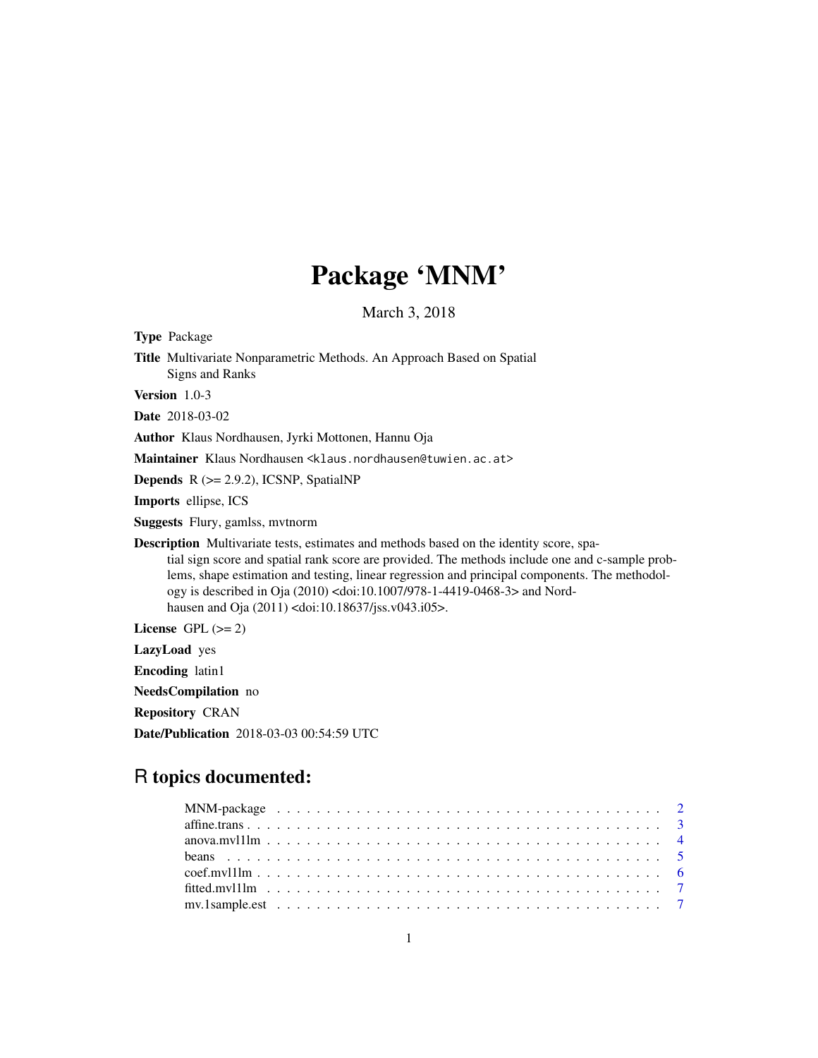# Package 'MNM'

March 3, 2018

**Type** Package

**Title** Multivariate Nonparametric Methods. An Approach Based on Spatial Signs and Ranks

**Version** 1.0-3

**Date** 2018-03-02

**Author** Klaus Nordhausen, Jyrki Mottonen, Hannu Oja

**Maintainer** Klaus Nordhausen <klaus.nordhausen@tuwien.ac.at>

**Depends** R (>= 2.9.2), ICSNP, SpatialNP

**Imports** ellipse, ICS

**Suggests** Flury, gamlss, mvtnorm

**Description** Multivariate tests, estimates and methods based on the identity score, spatial sign score and spatial rank score are provided. The methods include one and c-sample problems, shape estimation and testing, linear regression and principal components. The methodology is described in Oja (2010) <doi:10.1007/978-1-4419-0468-3> and Nordhausen and Oja (2011) <doi:10.18637/jss.v043.i05>.

**License** GPL (>= 2)

**LazyLoad** yes

**Encoding** latin1

**NeedsCompilation** no

**Repository** CRAN

**Date/Publication** 2018-03-03 00:54:59 UTC

## R topics documented:

| | |
|---|---|
| MNM-package | 2 |
| affine.trans | 3 |
| anova.mvl1lm | 4 |
| beans | 5 |
| coef.mvl1lm | 6 |
| fitted.mvl1lm | 7 |
| mv.1sample.est | 7 |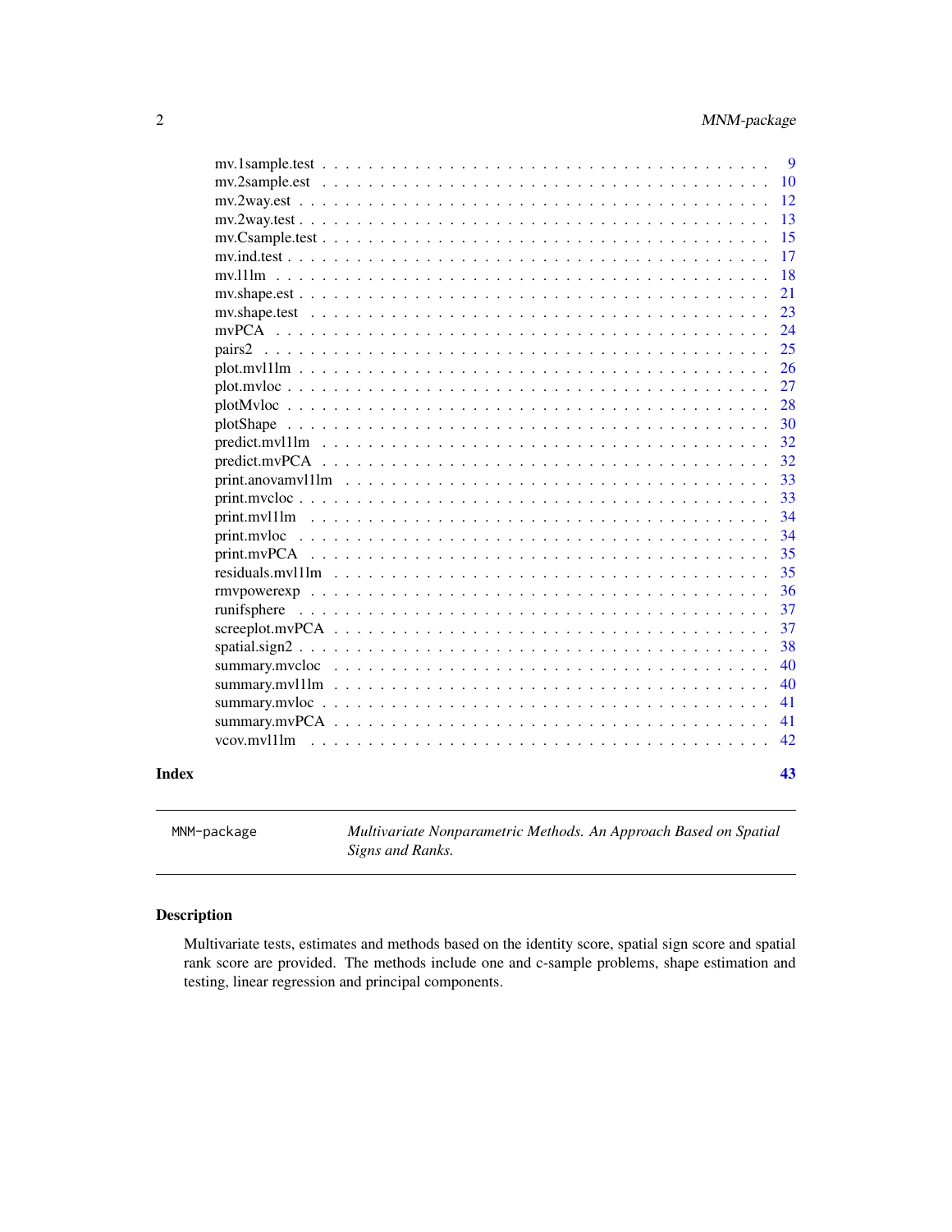mv.1sample.test . . . . . . . . . . . . . . . . . . . . . . . . . . . . . . . . . . . . . 9
mv.2sample.est . . . . . . . . . . . . . . . . . . . . . . . . . . . . . . . . . . . . . 10
mv.2way.est . . . . . . . . . . . . . . . . . . . . . . . . . . . . . . . . . . . . . 12
mv.2way.test . . . . . . . . . . . . . . . . . . . . . . . . . . . . . . . . . . . . . 13
mv.Csample.test . . . . . . . . . . . . . . . . . . . . . . . . . . . . . . . . . . . . . 15
mv.ind.test . . . . . . . . . . . . . . . . . . . . . . . . . . . . . . . . . . . . . 17
mv.l1lm . . . . . . . . . . . . . . . . . . . . . . . . . . . . . . . . . . . . . 18
mv.shape.est . . . . . . . . . . . . . . . . . . . . . . . . . . . . . . . . . . . . . 21
mv.shape.test . . . . . . . . . . . . . . . . . . . . . . . . . . . . . . . . . . . . . 23
mvPCA . . . . . . . . . . . . . . . . . . . . . . . . . . . . . . . . . . . . . 24
pairs2 . . . . . . . . . . . . . . . . . . . . . . . . . . . . . . . . . . . . . 25
plot.mvl1lm . . . . . . . . . . . . . . . . . . . . . . . . . . . . . . . . . . . . . 26
plot.mvloc . . . . . . . . . . . . . . . . . . . . . . . . . . . . . . . . . . . . . 27
plotMvloc . . . . . . . . . . . . . . . . . . . . . . . . . . . . . . . . . . . . . 28
plotShape . . . . . . . . . . . . . . . . . . . . . . . . . . . . . . . . . . . . . 30
predict.mvl1lm . . . . . . . . . . . . . . . . . . . . . . . . . . . . . . . . . . . . . 32
predict.mvPCA . . . . . . . . . . . . . . . . . . . . . . . . . . . . . . . . . . . . . 32
print.anovamvl1lm . . . . . . . . . . . . . . . . . . . . . . . . . . . . . . . . . . . . . 33
print.mvcloc . . . . . . . . . . . . . . . . . . . . . . . . . . . . . . . . . . . . . 33
print.mvl1lm . . . . . . . . . . . . . . . . . . . . . . . . . . . . . . . . . . . . . 34
print.mvloc . . . . . . . . . . . . . . . . . . . . . . . . . . . . . . . . . . . . . 34
print.mvPCA . . . . . . . . . . . . . . . . . . . . . . . . . . . . . . . . . . . . . 35
residuals.mvl1lm . . . . . . . . . . . . . . . . . . . . . . . . . . . . . . . . . . . . . 35
rmvpowerexp . . . . . . . . . . . . . . . . . . . . . . . . . . . . . . . . . . . . . 36
runifsphere . . . . . . . . . . . . . . . . . . . . . . . . . . . . . . . . . . . . . 37
screeplot.mvPCA . . . . . . . . . . . . . . . . . . . . . . . . . . . . . . . . . . . . . 37
spatial.sign2 . . . . . . . . . . . . . . . . . . . . . . . . . . . . . . . . . . . . . 38
summary.mvcloc . . . . . . . . . . . . . . . . . . . . . . . . . . . . . . . . . . . . . 40
summary.mvl1lm . . . . . . . . . . . . . . . . . . . . . . . . . . . . . . . . . . . . . 40
summary.mvloc . . . . . . . . . . . . . . . . . . . . . . . . . . . . . . . . . . . . . 41
summary.mvPCA . . . . . . . . . . . . . . . . . . . . . . . . . . . . . . . . . . . . . 41
vcov.mvl1lm . . . . . . . . . . . . . . . . . . . . . . . . . . . . . . . . . . . . . 42

**Index** **43**

---

`MNM-package` *Multivariate Nonparametric Methods. An Approach Based on Spatial Signs and Ranks.*

---

## Description

Multivariate tests, estimates and methods based on the identity score, spatial sign score and spatial rank score are provided. The methods include one and c-sample problems, shape estimation and testing, linear regression and principal components.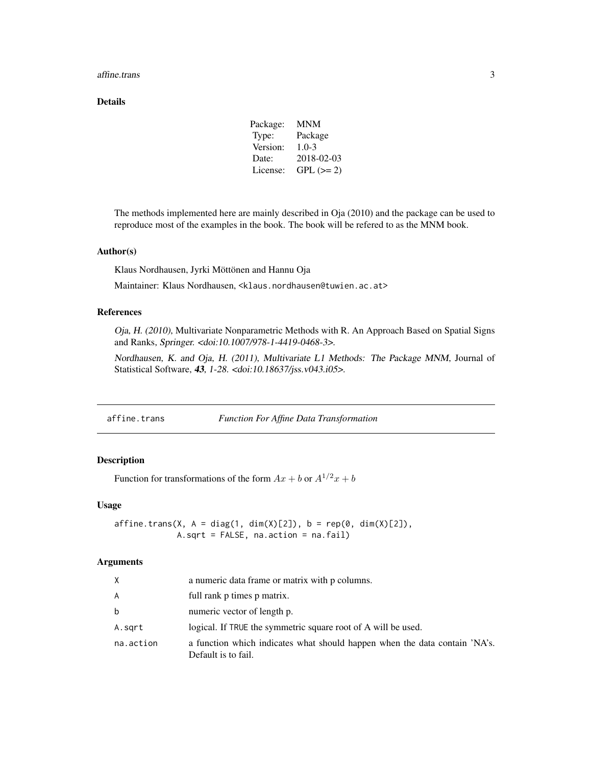### Details

| | |
|---|---|
| Package: | MNM |
| Type: | Package |
| Version: | 1.0-3 |
| Date: | 2018-02-03 |
| License: | GPL (>= 2) |

The methods implemented here are mainly described in Oja (2010) and the package can be used to reproduce most of the examples in the book. The book will be refered to as the MNM book.

### Author(s)

Klaus Nordhausen, Jyrki Möttönen and Hannu Oja

Maintainer: Klaus Nordhausen, <klaus.nordhausen@tuwien.ac.at>

### References

*Oja, H. (2010)*, Multivariate Nonparametric Methods with R. An Approach Based on Spatial Signs and Ranks, *Springer. <doi:10.1007/978-1-4419-0468-3>.*

*Nordhausen, K. and Oja, H. (2011), Multivariate L1 Methods: The Package MNM,* Journal of Statistical Software, ***43***, *1-28. <doi:10.18637/jss.v043.i05>.*

---

## affine.trans — *Function For Affine Data Transformation*

### Description

Function for transformations of the form $Ax + b$ or $A^{1/2}x + b$

### Usage

```
affine.trans(X, A = diag(1, dim(X)[2]), b = rep(0, dim(X)[2]),
             A.sqrt = FALSE, na.action = na.fail)
```

### Arguments

| | |
|---|---|
| X | a numeric data frame or matrix with p columns. |
| A | full rank p times p matrix. |
| b | numeric vector of length p. |
| A.sqrt | logical. If TRUE the symmetric square root of A will be used. |
| na.action | a function which indicates what should happen when the data contain 'NA's. Default is to fail. |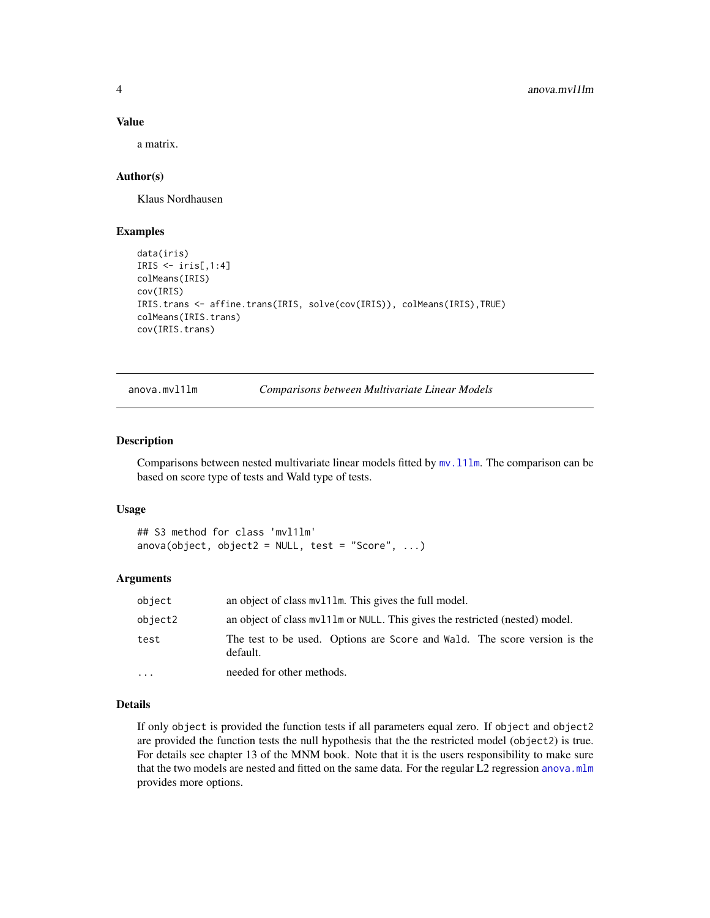### Value

a matrix.

### Author(s)

Klaus Nordhausen

### Examples

```
data(iris)
IRIS <- iris[,1:4]
colMeans(IRIS)
cov(IRIS)
IRIS.trans <- affine.trans(IRIS, solve(cov(IRIS)), colMeans(IRIS),TRUE)
colMeans(IRIS.trans)
cov(IRIS.trans)
```

---

## anova.mvl1lm — *Comparisons between Multivariate Linear Models*

### Description

Comparisons between nested multivariate linear models fitted by mv.l1lm. The comparison can be based on score type of tests and Wald type of tests.

### Usage

```
## S3 method for class 'mvl1lm'
anova(object, object2 = NULL, test = "Score", ...)
```

### Arguments

| | |
|---|---|
| object | an object of class mvl1lm. This gives the full model. |
| object2 | an object of class mvl1lm or NULL. This gives the restricted (nested) model. |
| test | The test to be used. Options are Score and Wald. The score version is the default. |
| ... | needed for other methods. |

### Details

If only object is provided the function tests if all parameters equal zero. If object and object2 are provided the function tests the null hypothesis that the the restricted model (object2) is true. For details see chapter 13 of the MNM book. Note that it is the users responsibility to make sure that the two models are nested and fitted on the same data. For the regular L2 regression anova.mlm provides more options.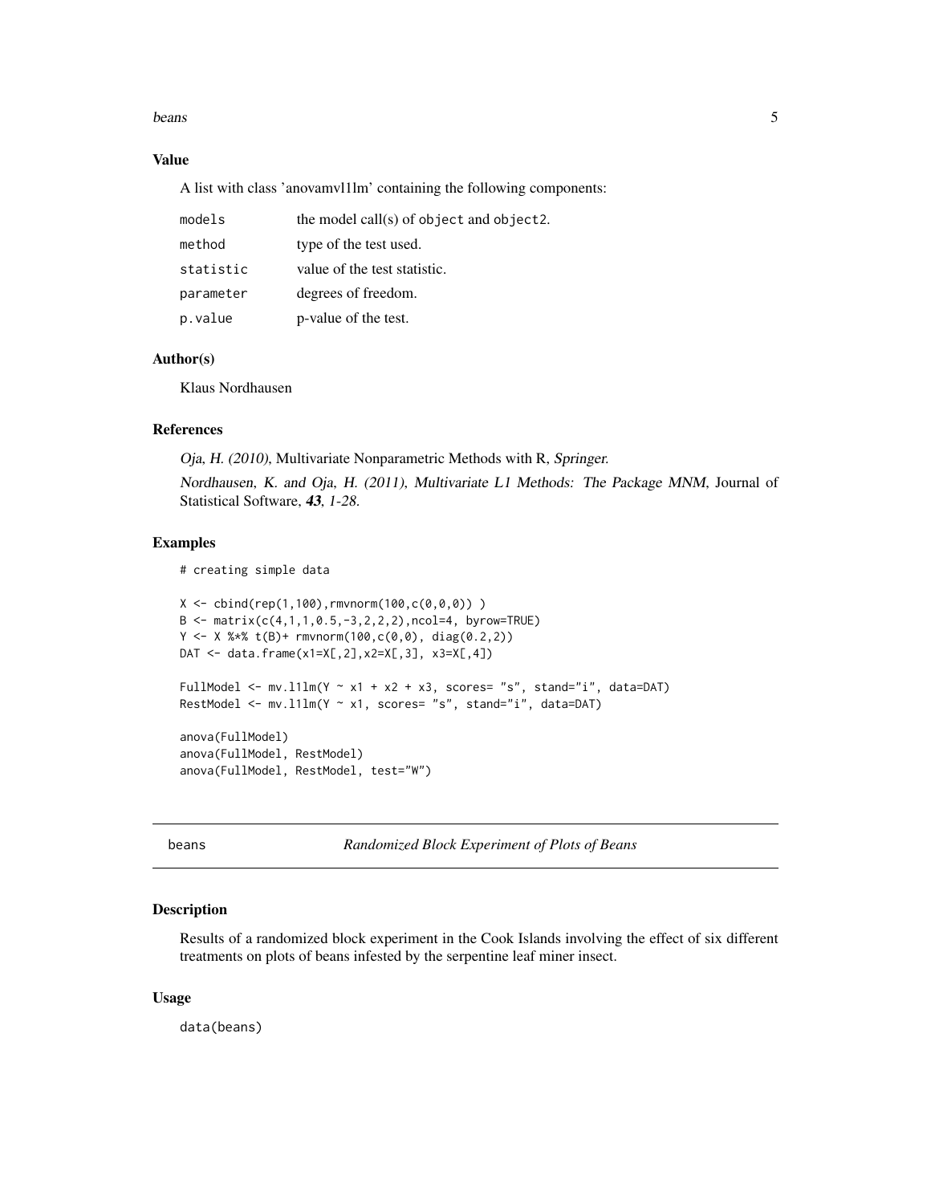### Value

A list with class 'anovamvl1lm' containing the following components:

| | |
|---|---|
| `models` | the model call(s) of `object` and `object2`. |
| `method` | type of the test used. |
| `statistic` | value of the test statistic. |
| `parameter` | degrees of freedom. |
| `p.value` | p-value of the test. |

### Author(s)

Klaus Nordhausen

### References

*Oja, H. (2010)*, Multivariate Nonparametric Methods with R, *Springer.*

*Nordhausen, K. and Oja, H. (2011), Multivariate L1 Methods: The Package MNM,* Journal of Statistical Software, ***43****, 1-28.*

### Examples

```
# creating simple data

X <- cbind(rep(1,100),rmvnorm(100,c(0,0,0)) )
B <- matrix(c(4,1,1,0.5,-3,2,2,2),ncol=4, byrow=TRUE)
Y <- X %*% t(B)+ rmvnorm(100,c(0,0), diag(0.2,2))
DAT <- data.frame(x1=X[,2],x2=X[,3], x3=X[,4])

FullModel <- mv.l1lm(Y ~ x1 + x2 + x3, scores= "s", stand="i", data=DAT)
RestModel <- mv.l1lm(Y ~ x1, scores= "s", stand="i", data=DAT)

anova(FullModel)
anova(FullModel, RestModel)
anova(FullModel, RestModel, test="W")
```

---

## beans — *Randomized Block Experiment of Plots of Beans*

### Description

Results of a randomized block experiment in the Cook Islands involving the effect of six different treatments on plots of beans infested by the serpentine leaf miner insect.

### Usage

```
data(beans)
```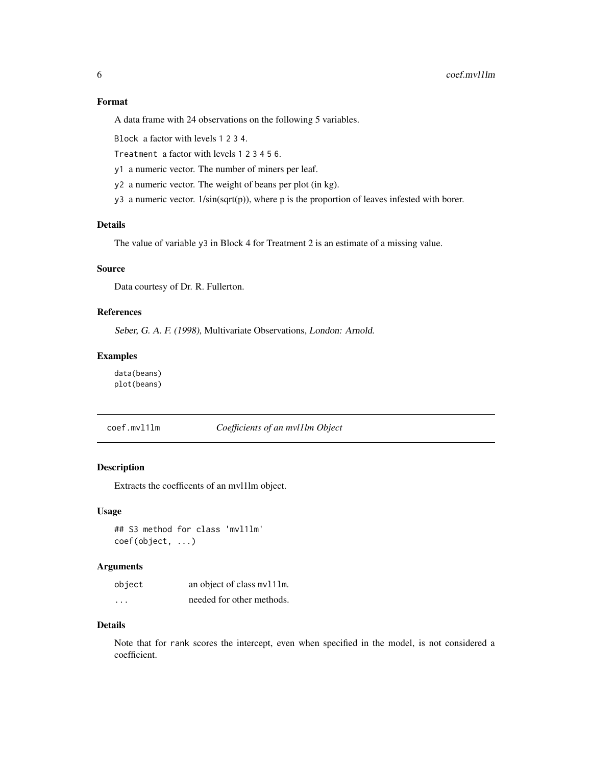### Format

A data frame with 24 observations on the following 5 variables.

`Block` a factor with levels `1 2 3 4`.

`Treatment` a factor with levels `1 2 3 4 5 6`.

`y1` a numeric vector. The number of miners per leaf.

`y2` a numeric vector. The weight of beans per plot (in kg).

`y3` a numeric vector. 1/sin(sqrt(p)), where p is the proportion of leaves infested with borer.

### Details

The value of variable `y3` in Block 4 for Treatment 2 is an estimate of a missing value.

### Source

Data courtesy of Dr. R. Fullerton.

### References

*Seber, G. A. F. (1998)*, Multivariate Observations, *London: Arnold.*

### Examples

```
data(beans)
plot(beans)
```

---

## coef.mvl1lm — *Coefficients of an mvl1lm Object*

---

### Description

Extracts the coefficents of an mvl1lm object.

### Usage

```
## S3 method for class 'mvl1lm'
coef(object, ...)
```

### Arguments

| | |
|---|---|
| `object` | an object of class `mvl1lm`. |
| `...` | needed for other methods. |

### Details

Note that for `rank` scores the intercept, even when specified in the model, is not considered a coefficient.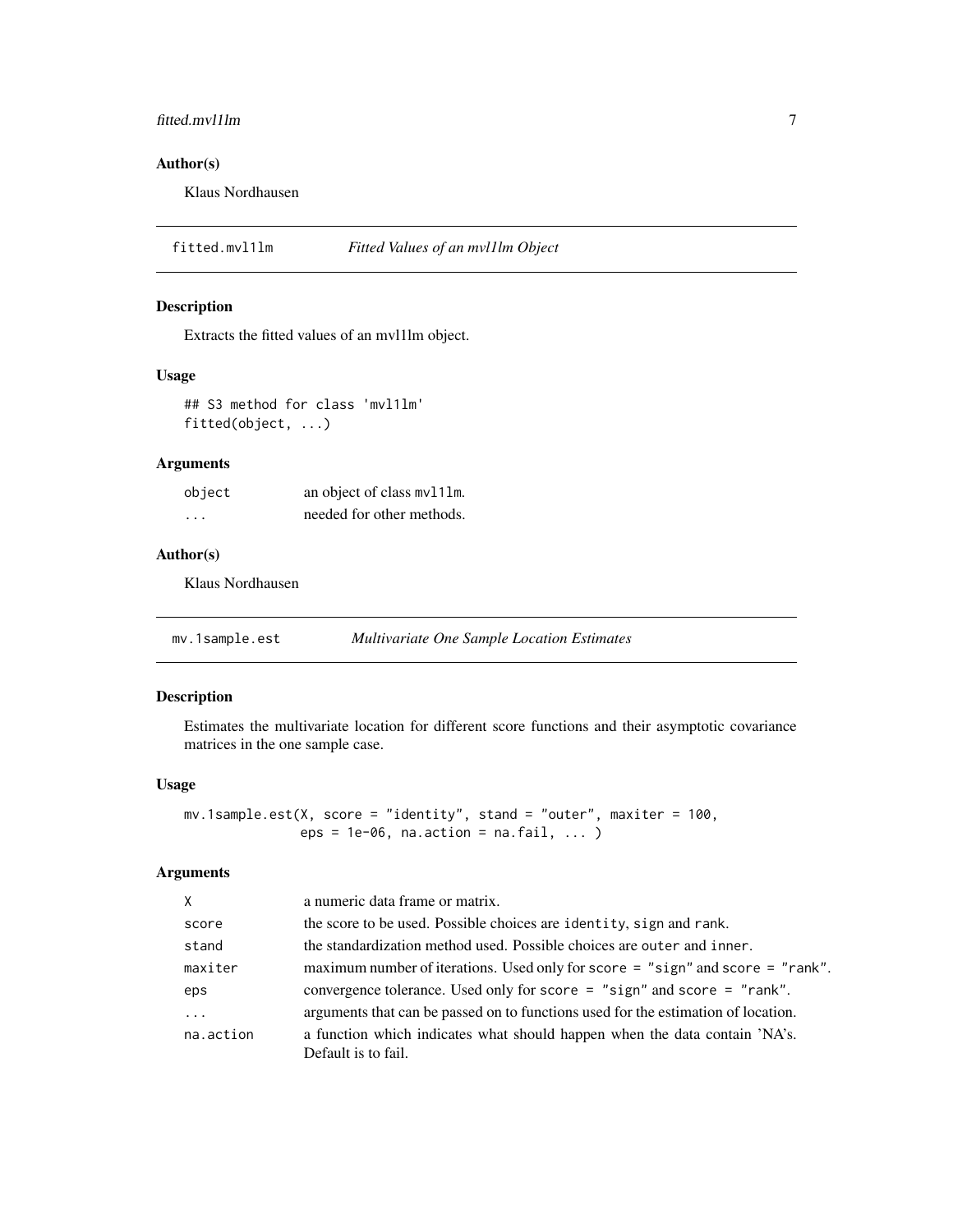### Author(s)

Klaus Nordhausen

---

`fitted.mvl1lm` *Fitted Values of an mvl1lm Object*

---

### Description

Extracts the fitted values of an mvl1lm object.

### Usage

```
## S3 method for class 'mvl1lm'
fitted(object, ...)
```

### Arguments

| | |
|---|---|
| `object` | an object of class `mvl1lm`. |
| `...` | needed for other methods. |

### Author(s)

Klaus Nordhausen

---

`mv.1sample.est` *Multivariate One Sample Location Estimates*

---

### Description

Estimates the multivariate location for different score functions and their asymptotic covariance matrices in the one sample case.

### Usage

```
mv.1sample.est(X, score = "identity", stand = "outer", maxiter = 100,
               eps = 1e-06, na.action = na.fail, ... )
```

### Arguments

| | |
|---|---|
| `X` | a numeric data frame or matrix. |
| `score` | the score to be used. Possible choices are `identity`, `sign` and `rank`. |
| `stand` | the standardization method used. Possible choices are `outer` and `inner`. |
| `maxiter` | maximum number of iterations. Used only for `score = "sign"` and `score = "rank"`. |
| `eps` | convergence tolerance. Used only for `score = "sign"` and `score = "rank"`. |
| `...` | arguments that can be passed on to functions used for the estimation of location. |
| `na.action` | a function which indicates what should happen when the data contain 'NA's. Default is to fail. |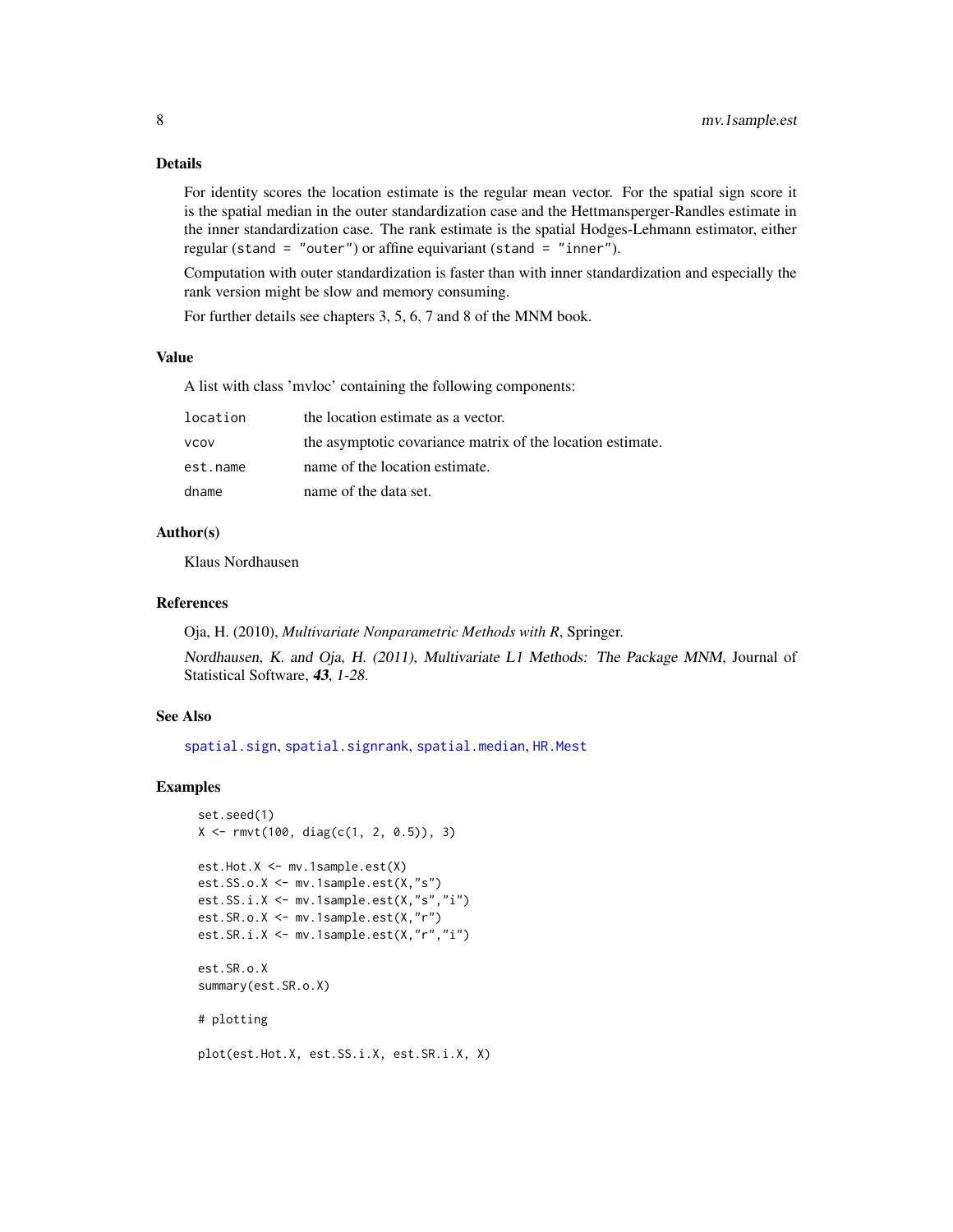## Details

For identity scores the location estimate is the regular mean vector. For the spatial sign score it is the spatial median in the outer standardization case and the Hettmansperger-Randles estimate in the inner standardization case. The rank estimate is the spatial Hodges-Lehmann estimator, either regular (`stand = "outer"`) or affine equivariant (`stand = "inner"`).

Computation with outer standardization is faster than with inner standardization and especially the rank version might be slow and memory consuming.

For further details see chapters 3, 5, 6, 7 and 8 of the MNM book.

## Value

A list with class 'mvloc' containing the following components:

| | |
|---|---|
| `location` | the location estimate as a vector. |
| `vcov` | the asymptotic covariance matrix of the location estimate. |
| `est.name` | name of the location estimate. |
| `dname` | name of the data set. |

## Author(s)

Klaus Nordhausen

## References

Oja, H. (2010), *Multivariate Nonparametric Methods with R*, Springer.

Nordhausen, K. and Oja, H. (2011), *Multivariate L1 Methods: The Package MNM*, Journal of Statistical Software, ***43***, 1-28.

## See Also

`spatial.sign`, `spatial.signrank`, `spatial.median`, `HR.Mest`

## Examples

```
set.seed(1)
X <- rmvt(100, diag(c(1, 2, 0.5)), 3)

est.Hot.X <- mv.1sample.est(X)
est.SS.o.X <- mv.1sample.est(X,"s")
est.SS.i.X <- mv.1sample.est(X,"s","i")
est.SR.o.X <- mv.1sample.est(X,"r")
est.SR.i.X <- mv.1sample.est(X,"r","i")

est.SR.o.X
summary(est.SR.o.X)

# plotting

plot(est.Hot.X, est.SS.i.X, est.SR.i.X, X)
```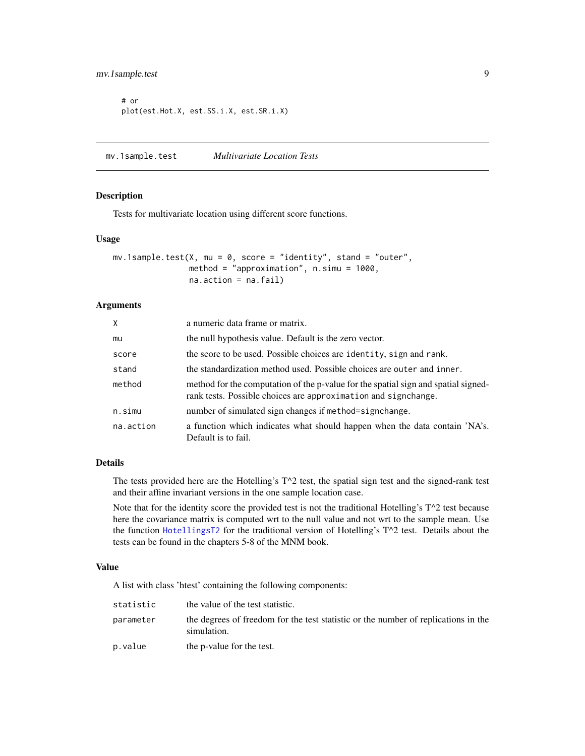```
# or
plot(est.Hot.X, est.SS.i.X, est.SR.i.X)
```

---

## mv.1sample.test *Multivariate Location Tests*

### Description

Tests for multivariate location using different score functions.

### Usage

```
mv.1sample.test(X, mu = 0, score = "identity", stand = "outer",
                method = "approximation", n.simu = 1000,
                na.action = na.fail)
```

### Arguments

| | |
|---|---|
| `X` | a numeric data frame or matrix. |
| `mu` | the null hypothesis value. Default is the zero vector. |
| `score` | the score to be used. Possible choices are `identity`, `sign` and `rank`. |
| `stand` | the standardization method used. Possible choices are `outer` and `inner`. |
| `method` | method for the computation of the p-value for the spatial sign and spatial signed-rank tests. Possible choices are `approximation` and `signchange`. |
| `n.simu` | number of simulated sign changes if `method=signchange`. |
| `na.action` | a function which indicates what should happen when the data contain 'NA's. Default is to fail. |

### Details

The tests provided here are the Hotelling's T^2 test, the spatial sign test and the signed-rank test and their affine invariant versions in the one sample location case.

Note that for the identity score the provided test is not the traditional Hotelling's T^2 test because here the covariance matrix is computed wrt to the null value and not wrt to the sample mean. Use the function `HotellingsT2` for the traditional version of Hotelling's T^2 test. Details about the tests can be found in the chapters 5-8 of the MNM book.

### Value

A list with class 'htest' containing the following components:

| | |
|---|---|
| `statistic` | the value of the test statistic. |
| `parameter` | the degrees of freedom for the test statistic or the number of replications in the simulation. |
| `p.value` | the p-value for the test. |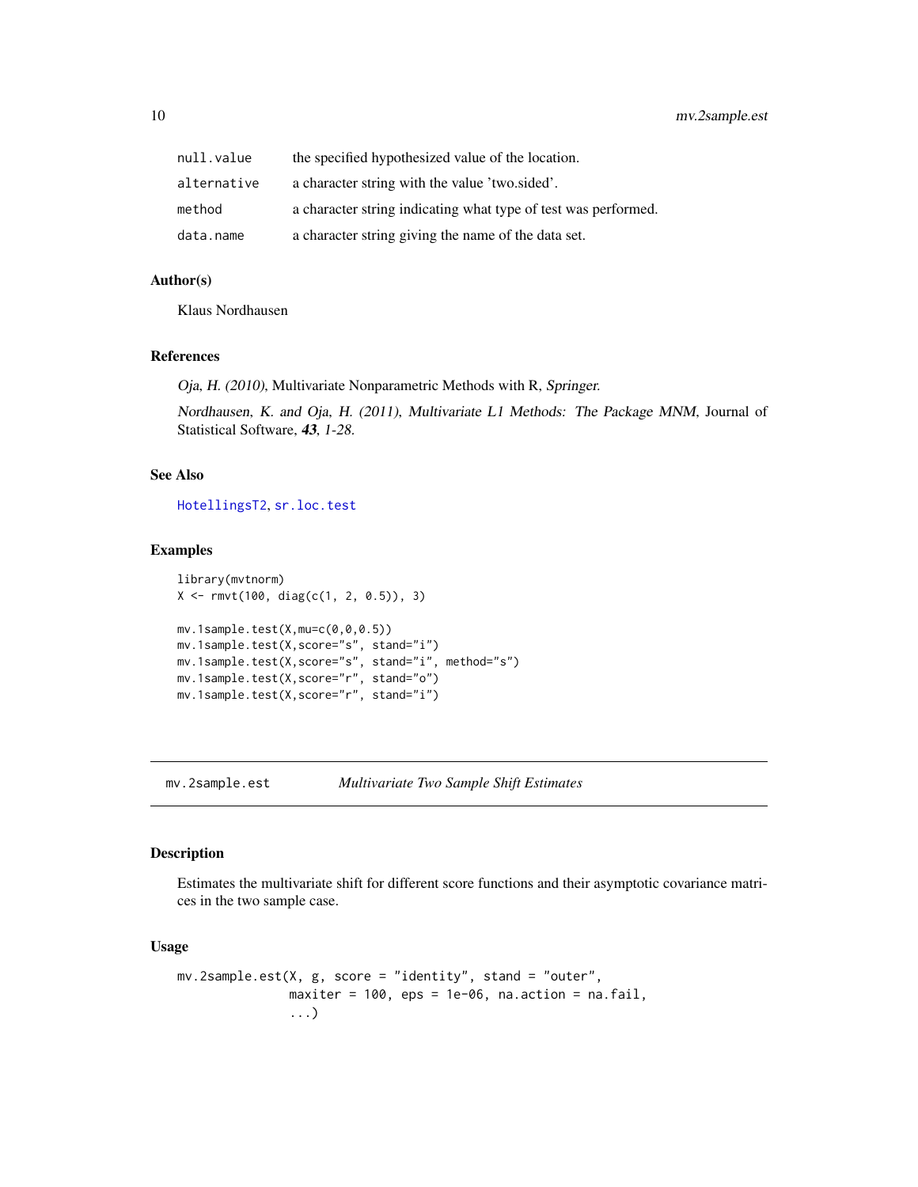| | |
|---|---|
| null.value | the specified hypothesized value of the location. |
| alternative | a character string with the value 'two.sided'. |
| method | a character string indicating what type of test was performed. |
| data.name | a character string giving the name of the data set. |

### Author(s)

Klaus Nordhausen

### References

*Oja, H. (2010)*, Multivariate Nonparametric Methods with R, *Springer*.

*Nordhausen, K. and Oja, H. (2011), Multivariate L1 Methods: The Package MNM*, Journal of Statistical Software, ***43***, *1-28.*

### See Also

HotellingsT2, sr.loc.test

### Examples

```
library(mvtnorm)
X <- rmvt(100, diag(c(1, 2, 0.5)), 3)

mv.1sample.test(X,mu=c(0,0,0.5))
mv.1sample.test(X,score="s", stand="i")
mv.1sample.test(X,score="s", stand="i", method="s")
mv.1sample.test(X,score="r", stand="o")
mv.1sample.test(X,score="r", stand="i")
```

---

## mv.2sample.est — *Multivariate Two Sample Shift Estimates*

### Description

Estimates the multivariate shift for different score functions and their asymptotic covariance matrices in the two sample case.

### Usage

```
mv.2sample.est(X, g, score = "identity", stand = "outer",
               maxiter = 100, eps = 1e-06, na.action = na.fail,
               ...)
```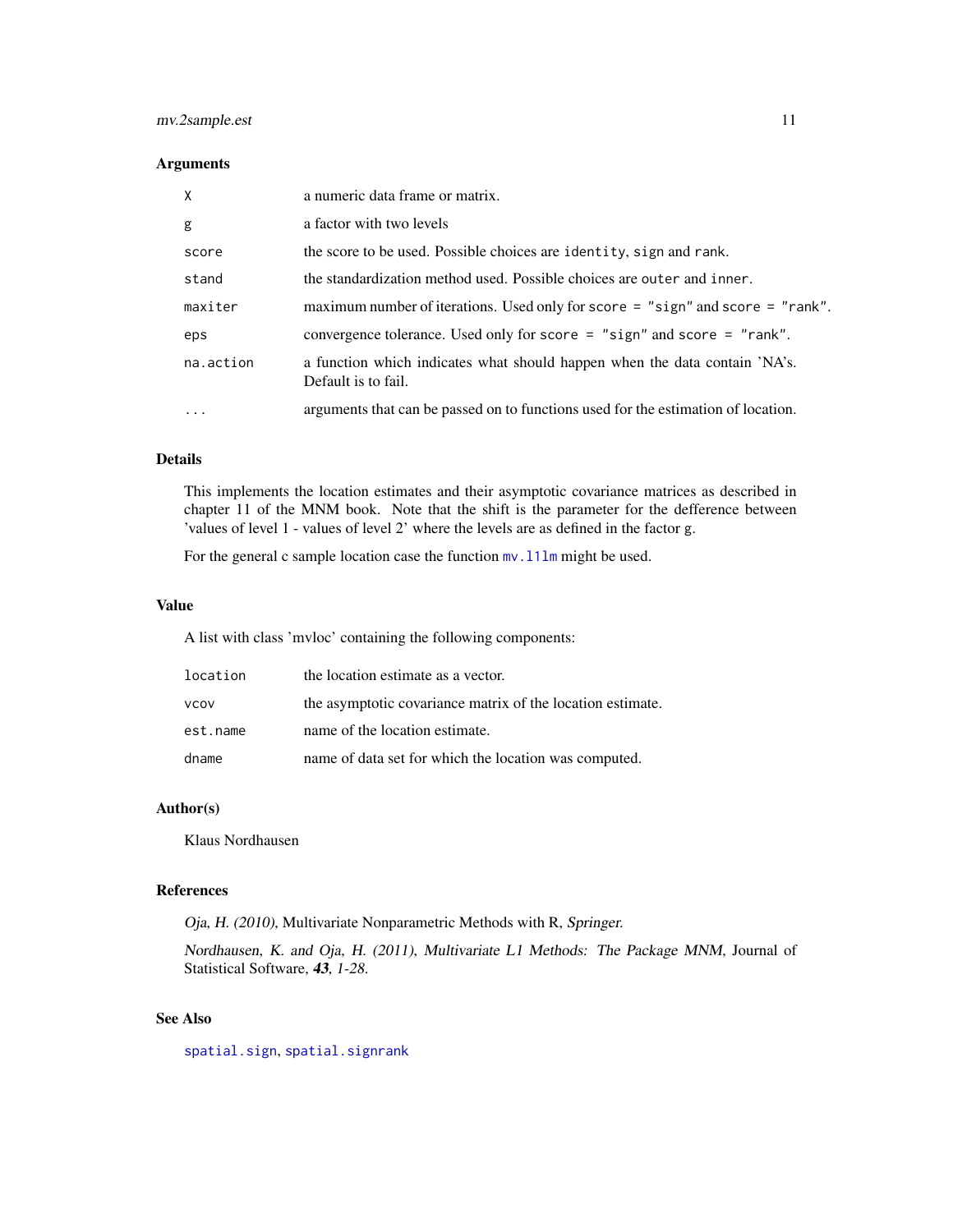## Arguments

| | |
|---|---|
| `X` | a numeric data frame or matrix. |
| `g` | a factor with two levels |
| `score` | the score to be used. Possible choices are `identity`, `sign` and `rank`. |
| `stand` | the standardization method used. Possible choices are `outer` and `inner`. |
| `maxiter` | maximum number of iterations. Used only for `score = "sign"` and `score = "rank"`. |
| `eps` | convergence tolerance. Used only for `score = "sign"` and `score = "rank"`. |
| `na.action` | a function which indicates what should happen when the data contain 'NA's. Default is to fail. |
| `...` | arguments that can be passed on to functions used for the estimation of location. |

## Details

This implements the location estimates and their asymptotic covariance matrices as described in chapter 11 of the MNM book. Note that the shift is the parameter for the defference between 'values of level 1 - values of level 2' where the levels are as defined in the factor g.

For the general c sample location case the function `mv.l1lm` might be used.

## Value

A list with class 'mvloc' containing the following components:

| | |
|---|---|
| `location` | the location estimate as a vector. |
| `vcov` | the asymptotic covariance matrix of the location estimate. |
| `est.name` | name of the location estimate. |
| `dname` | name of data set for which the location was computed. |

## Author(s)

Klaus Nordhausen

## References

*Oja, H. (2010)*, Multivariate Nonparametric Methods with R, *Springer*.

*Nordhausen, K. and Oja, H. (2011)*, *Multivariate L1 Methods: The Package MNM*, Journal of Statistical Software, ***43***, *1-28*.

## See Also

`spatial.sign`, `spatial.signrank`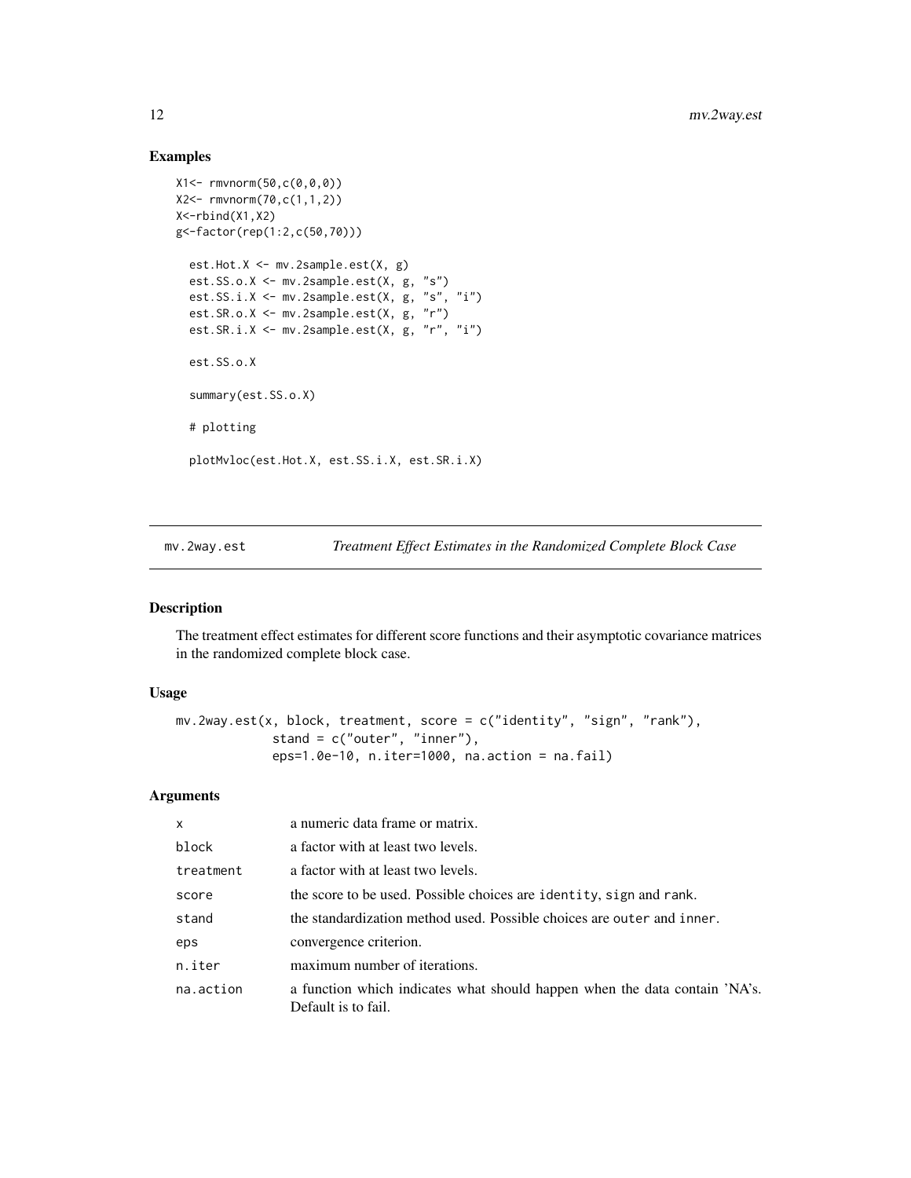## Examples

```
X1<- rmvnorm(50,c(0,0,0))
X2<- rmvnorm(70,c(1,1,2))
X<-rbind(X1,X2)
g<-factor(rep(1:2,c(50,70)))

  est.Hot.X <- mv.2sample.est(X, g)
  est.SS.o.X <- mv.2sample.est(X, g, "s")
  est.SS.i.X <- mv.2sample.est(X, g, "s", "i")
  est.SR.o.X <- mv.2sample.est(X, g, "r")
  est.SR.i.X <- mv.2sample.est(X, g, "r", "i")

  est.SS.o.X

  summary(est.SS.o.X)

  # plotting

  plotMvloc(est.Hot.X, est.SS.i.X, est.SR.i.X)
```

---

# mv.2way.est — *Treatment Effect Estimates in the Randomized Complete Block Case*

## Description

The treatment effect estimates for different score functions and their asymptotic covariance matrices in the randomized complete block case.

## Usage

```
mv.2way.est(x, block, treatment, score = c("identity", "sign", "rank"),
            stand = c("outer", "inner"),
            eps=1.0e-10, n.iter=1000, na.action = na.fail)
```

## Arguments

| | |
|---|---|
| x | a numeric data frame or matrix. |
| block | a factor with at least two levels. |
| treatment | a factor with at least two levels. |
| score | the score to be used. Possible choices are identity, sign and rank. |
| stand | the standardization method used. Possible choices are outer and inner. |
| eps | convergence criterion. |
| n.iter | maximum number of iterations. |
| na.action | a function which indicates what should happen when the data contain 'NA's. Default is to fail. |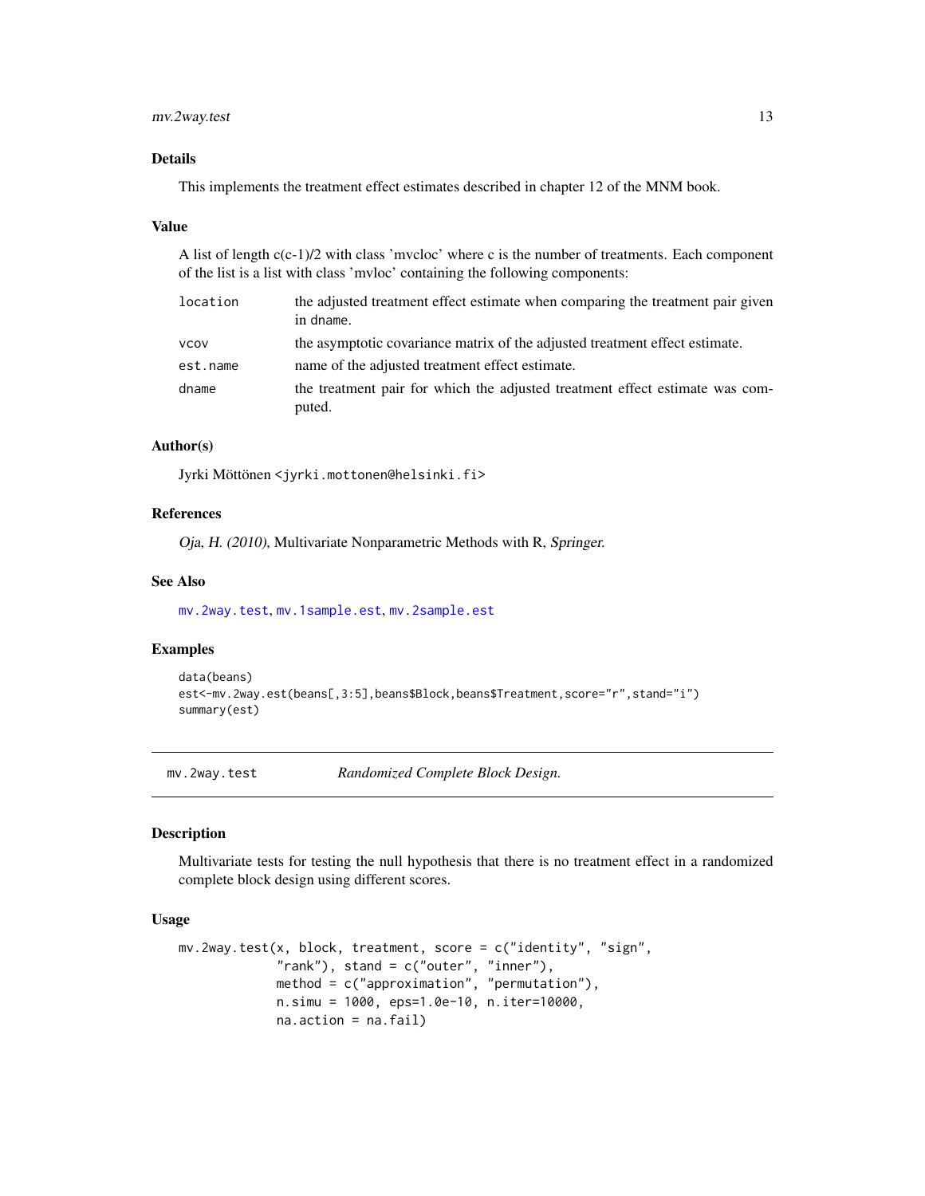### Details

This implements the treatment effect estimates described in chapter 12 of the MNM book.

### Value

A list of length c(c-1)/2 with class 'mvcloc' where c is the number of treatments. Each component of the list is a list with class 'mvloc' containing the following components:

| | |
|---|---|
| `location` | the adjusted treatment effect estimate when comparing the treatment pair given in `dname`. |
| `vcov` | the asymptotic covariance matrix of the adjusted treatment effect estimate. |
| `est.name` | name of the adjusted treatment effect estimate. |
| `dname` | the treatment pair for which the adjusted treatment effect estimate was computed. |

### Author(s)

Jyrki Möttönen <`jyrki.mottonen@helsinki.fi`>

### References

*Oja, H. (2010)*, Multivariate Nonparametric Methods with R, *Springer*.

### See Also

`mv.2way.test`, `mv.1sample.est`, `mv.2sample.est`

### Examples

```
data(beans)
est<-mv.2way.est(beans[,3:5],beans$Block,beans$Treatment,score="r",stand="i")
summary(est)
```

---

## mv.2way.test *Randomized Complete Block Design.*

---

### Description

Multivariate tests for testing the null hypothesis that there is no treatment effect in a randomized complete block design using different scores.

### Usage

```
mv.2way.test(x, block, treatment, score = c("identity", "sign",
             "rank"), stand = c("outer", "inner"),
             method = c("approximation", "permutation"),
             n.simu = 1000, eps=1.0e-10, n.iter=10000,
             na.action = na.fail)
```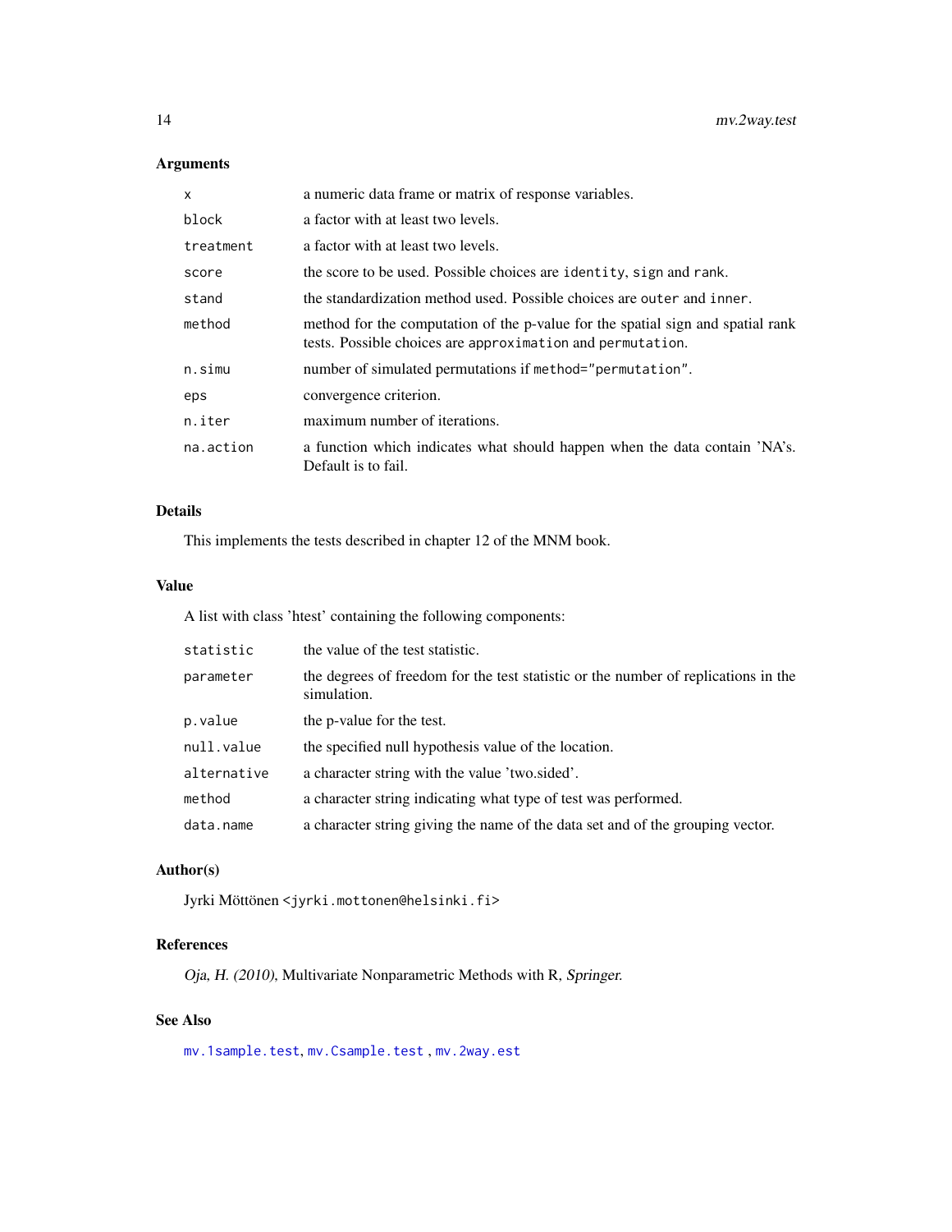## Arguments

| | |
|---|---|
| `x` | a numeric data frame or matrix of response variables. |
| `block` | a factor with at least two levels. |
| `treatment` | a factor with at least two levels. |
| `score` | the score to be used. Possible choices are `identity`, `sign` and `rank`. |
| `stand` | the standardization method used. Possible choices are `outer` and `inner`. |
| `method` | method for the computation of the p-value for the spatial sign and spatial rank tests. Possible choices are `approximation` and `permutation`. |
| `n.simu` | number of simulated permutations if `method="permutation"`. |
| `eps` | convergence criterion. |
| `n.iter` | maximum number of iterations. |
| `na.action` | a function which indicates what should happen when the data contain 'NA's. Default is to fail. |

## Details

This implements the tests described in chapter 12 of the MNM book.

## Value

A list with class 'htest' containing the following components:

| | |
|---|---|
| `statistic` | the value of the test statistic. |
| `parameter` | the degrees of freedom for the test statistic or the number of replications in the simulation. |
| `p.value` | the p-value for the test. |
| `null.value` | the specified null hypothesis value of the location. |
| `alternative` | a character string with the value 'two.sided'. |
| `method` | a character string indicating what type of test was performed. |
| `data.name` | a character string giving the name of the data set and of the grouping vector. |

## Author(s)

Jyrki Möttönen <`jyrki.mottonen@helsinki.fi`>

## References

*Oja, H. (2010)*, Multivariate Nonparametric Methods with R, *Springer.*

## See Also

`mv.1sample.test`, `mv.Csample.test` , `mv.2way.est`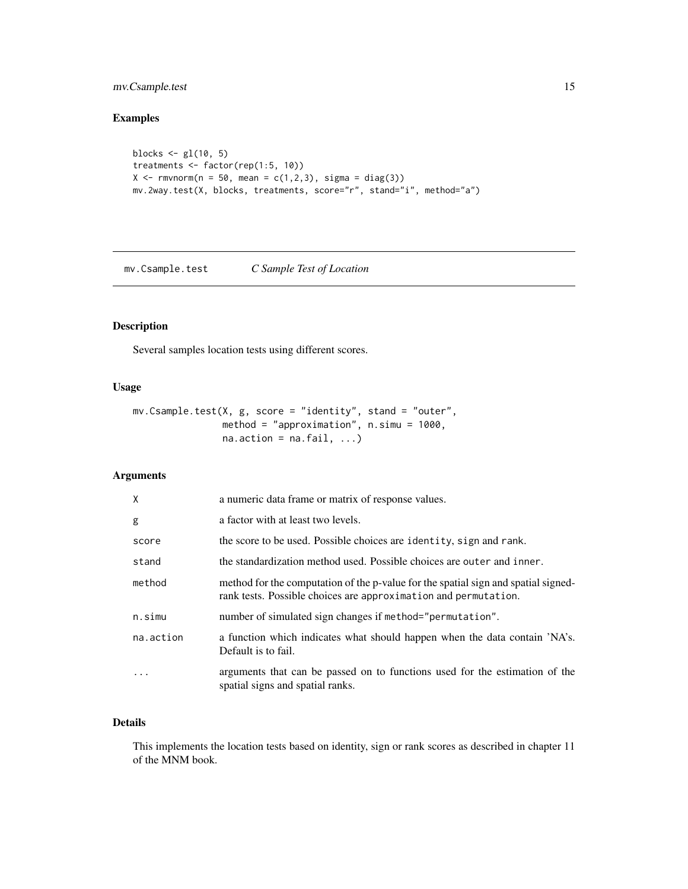## Examples

```
blocks <- gl(10, 5)
treatments <- factor(rep(1:5, 10))
X <- rmvnorm(n = 50, mean = c(1,2,3), sigma = diag(3))
mv.2way.test(X, blocks, treatments, score="r", stand="i", method="a")
```

---

# mv.Csample.test *C Sample Test of Location*

---

## Description

Several samples location tests using different scores.

## Usage

```
mv.Csample.test(X, g, score = "identity", stand = "outer",
                method = "approximation", n.simu = 1000,
                na.action = na.fail, ...)
```

## Arguments

| | |
|---|---|
| X | a numeric data frame or matrix of response values. |
| g | a factor with at least two levels. |
| score | the score to be used. Possible choices are `identity`, `sign` and `rank`. |
| stand | the standardization method used. Possible choices are `outer` and `inner`. |
| method | method for the computation of the p-value for the spatial sign and spatial signed-rank tests. Possible choices are `approximation` and `permutation`. |
| n.simu | number of simulated sign changes if `method="permutation"`. |
| na.action | a function which indicates what should happen when the data contain 'NA's. Default is to fail. |
| ... | arguments that can be passed on to functions used for the estimation of the spatial signs and spatial ranks. |

## Details

This implements the location tests based on identity, sign or rank scores as described in chapter 11 of the MNM book.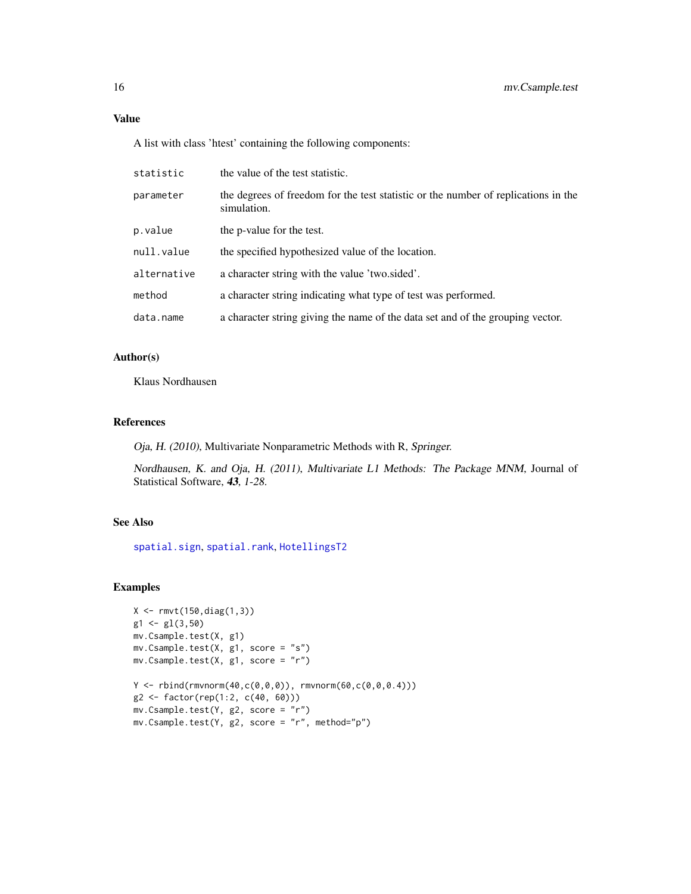### Value

A list with class 'htest' containing the following components:

| | |
|---|---|
| `statistic` | the value of the test statistic. |
| `parameter` | the degrees of freedom for the test statistic or the number of replications in the simulation. |
| `p.value` | the p-value for the test. |
| `null.value` | the specified hypothesized value of the location. |
| `alternative` | a character string with the value 'two.sided'. |
| `method` | a character string indicating what type of test was performed. |
| `data.name` | a character string giving the name of the data set and of the grouping vector. |

### Author(s)

Klaus Nordhausen

### References

*Oja, H. (2010)*, Multivariate Nonparametric Methods with R, *Springer*.

*Nordhausen, K. and Oja, H. (2011), Multivariate L1 Methods: The Package MNM*, Journal of Statistical Software, ***43***, *1-28*.

### See Also

`spatial.sign`, `spatial.rank`, `HotellingsT2`

### Examples

```
X <- rmvt(150,diag(1,3))
g1 <- gl(3,50)
mv.Csample.test(X, g1)
mv.Csample.test(X, g1, score = "s")
mv.Csample.test(X, g1, score = "r")

Y <- rbind(rmvnorm(40,c(0,0,0)), rmvnorm(60,c(0,0,0.4)))
g2 <- factor(rep(1:2, c(40, 60)))
mv.Csample.test(Y, g2, score = "r")
mv.Csample.test(Y, g2, score = "r", method="p")
```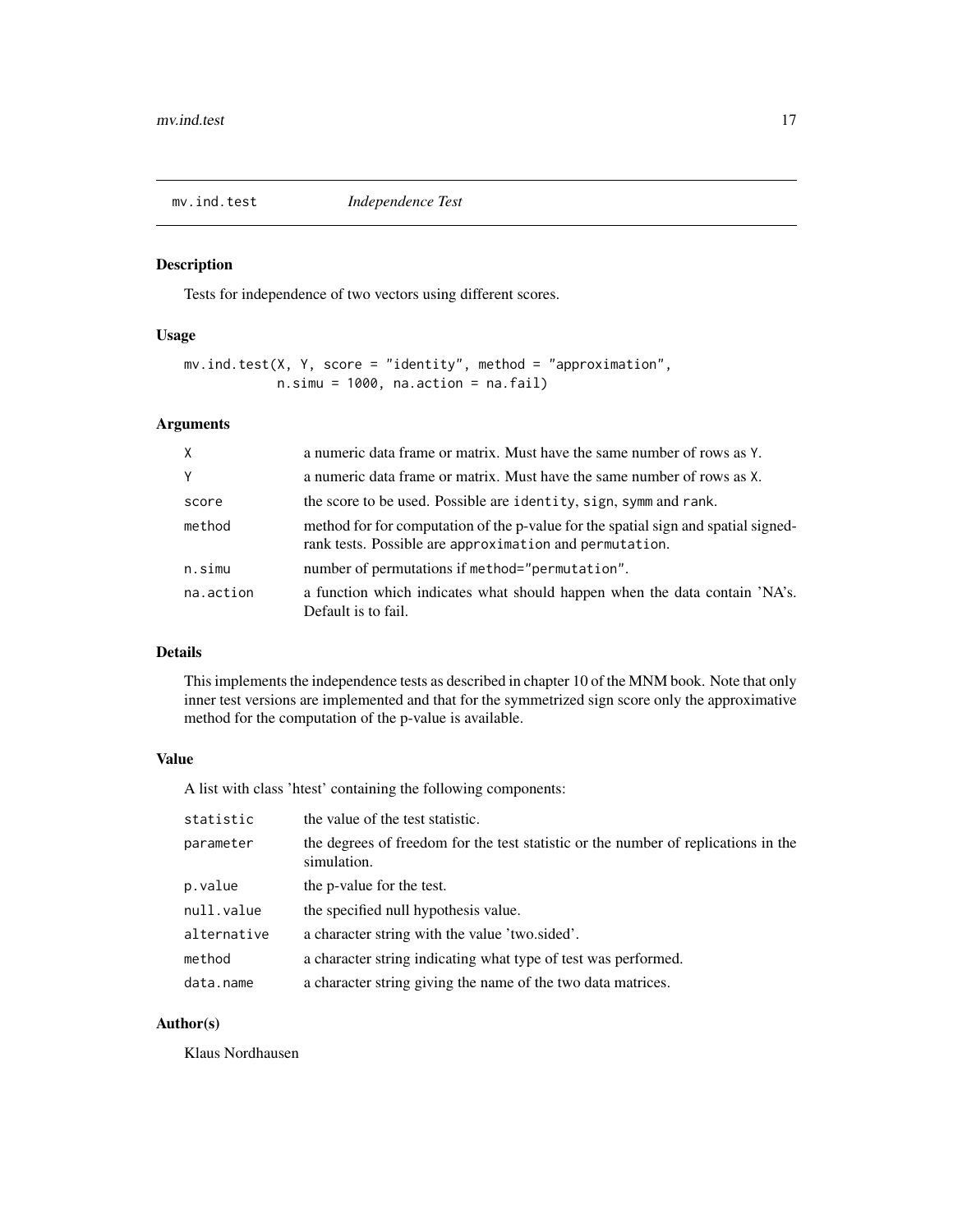# mv.ind.test — *Independence Test*

## Description

Tests for independence of two vectors using different scores.

## Usage

```
mv.ind.test(X, Y, score = "identity", method = "approximation",
            n.simu = 1000, na.action = na.fail)
```

## Arguments

| | |
|---|---|
| X | a numeric data frame or matrix. Must have the same number of rows as Y. |
| Y | a numeric data frame or matrix. Must have the same number of rows as X. |
| score | the score to be used. Possible are identity, sign, symm and rank. |
| method | method for for computation of the p-value for the spatial sign and spatial signed-rank tests. Possible are approximation and permutation. |
| n.simu | number of permutations if method="permutation". |
| na.action | a function which indicates what should happen when the data contain 'NA's. Default is to fail. |

## Details

This implements the independence tests as described in chapter 10 of the MNM book. Note that only inner test versions are implemented and that for the symmetrized sign score only the approximative method for the computation of the p-value is available.

## Value

A list with class 'htest' containing the following components:

| | |
|---|---|
| statistic | the value of the test statistic. |
| parameter | the degrees of freedom for the test statistic or the number of replications in the simulation. |
| p.value | the p-value for the test. |
| null.value | the specified null hypothesis value. |
| alternative | a character string with the value 'two.sided'. |
| method | a character string indicating what type of test was performed. |
| data.name | a character string giving the name of the two data matrices. |

## Author(s)

Klaus Nordhausen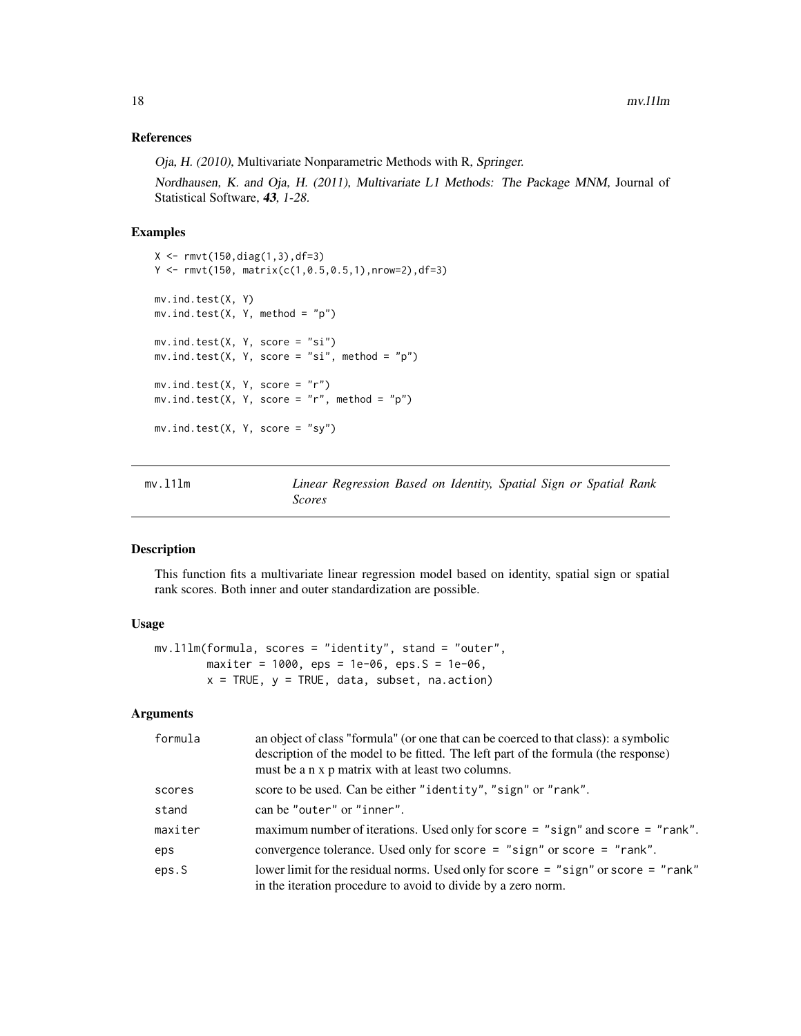### References

*Oja, H. (2010)*, Multivariate Nonparametric Methods with R, *Springer*.

*Nordhausen, K. and Oja, H. (2011), Multivariate L1 Methods: The Package MNM*, Journal of Statistical Software, ***43***, *1-28*.

### Examples

```
X <- rmvt(150,diag(1,3),df=3)
Y <- rmvt(150, matrix(c(1,0.5,0.5,1),nrow=2),df=3)

mv.ind.test(X, Y)
mv.ind.test(X, Y, method = "p")

mv.ind.test(X, Y, score = "si")
mv.ind.test(X, Y, score = "si", method = "p")

mv.ind.test(X, Y, score = "r")
mv.ind.test(X, Y, score = "r", method = "p")

mv.ind.test(X, Y, score = "sy")
```

---

## mv.l1lm — *Linear Regression Based on Identity, Spatial Sign or Spatial Rank Scores*

---

### Description

This function fits a multivariate linear regression model based on identity, spatial sign or spatial rank scores. Both inner and outer standardization are possible.

### Usage

```
mv.l1lm(formula, scores = "identity", stand = "outer",
        maxiter = 1000, eps = 1e-06, eps.S = 1e-06,
        x = TRUE, y = TRUE, data, subset, na.action)
```

### Arguments

| | |
|---|---|
| `formula` | an object of class "formula" (or one that can be coerced to that class): a symbolic description of the model to be fitted. The left part of the formula (the response) must be a n x p matrix with at least two columns. |
| `scores` | score to be used. Can be either `"identity"`, `"sign"` or `"rank"`. |
| `stand` | can be `"outer"` or `"inner"`. |
| `maxiter` | maximum number of iterations. Used only for `score = "sign"` and `score = "rank"`. |
| `eps` | convergence tolerance. Used only for `score = "sign"` or `score = "rank"`. |
| `eps.S` | lower limit for the residual norms. Used only for `score = "sign"` or `score = "rank"` in the iteration procedure to avoid to divide by a zero norm. |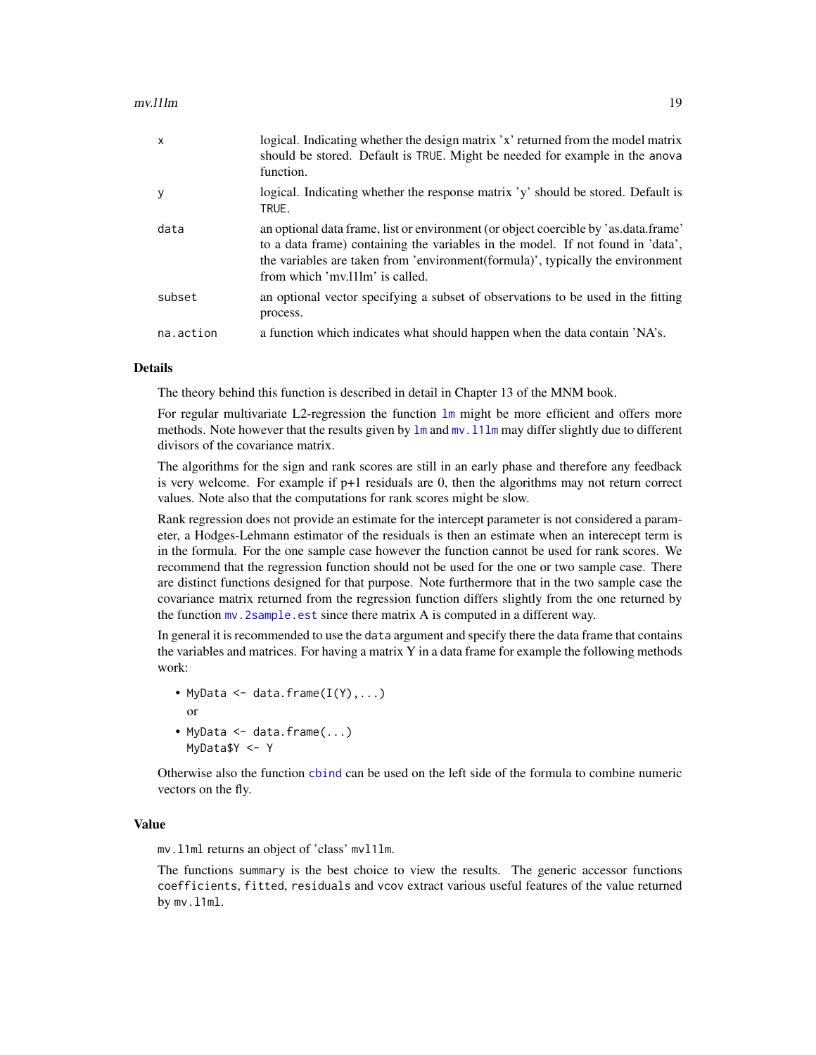| | |
|---|---|
| x | logical. Indicating whether the design matrix 'x' returned from the model matrix should be stored. Default is TRUE. Might be needed for example in the anova function. |
| y | logical. Indicating whether the response matrix 'y' should be stored. Default is TRUE. |
| data | an optional data frame, list or environment (or object coercible by 'as.data.frame' to a data frame) containing the variables in the model. If not found in 'data', the variables are taken from 'environment(formula)', typically the environment from which 'mv.l1lm' is called. |
| subset | an optional vector specifying a subset of observations to be used in the fitting process. |
| na.action | a function which indicates what should happen when the data contain 'NA's. |

## Details

The theory behind this function is described in detail in Chapter 13 of the MNM book.

For regular multivariate L2-regression the function `lm` might be more efficient and offers more methods. Note however that the results given by `lm` and `mv.l1lm` may differ slightly due to different divisors of the covariance matrix.

The algorithms for the sign and rank scores are still in an early phase and therefore any feedback is very welcome. For example if p+1 residuals are 0, then the algorithms may not return correct values. Note also that the computations for rank scores might be slow.

Rank regression does not provide an estimate for the intercept parameter is not considered a parameter, a Hodges-Lehmann estimator of the residuals is then an estimate when an interecept term is in the formula. For the one sample case however the function cannot be used for rank scores. We recommend that the regression function should not be used for the one or two sample case. There are distinct functions designed for that purpose. Note furthermore that in the two sample case the covariance matrix returned from the regression function differs slightly from the one returned by the function `mv.2sample.est` since there matrix A is computed in a different way.

In general it is recommended to use the `data` argument and specify there the data frame that contains the variables and matrices. For having a matrix Y in a data frame for example the following methods work:

- `MyData <- data.frame(I(Y),...)`

  or

- `MyData <- data.frame(...)`
  `MyData$Y <- Y`

Otherwise also the function `cbind` can be used on the left side of the formula to combine numeric vectors on the fly.

## Value

`mv.l1ml` returns an object of 'class' `mvl1lm`.

The functions `summary` is the best choice to view the results. The generic accessor functions `coefficients`, `fitted`, `residuals` and `vcov` extract various useful features of the value returned by `mv.l1ml`.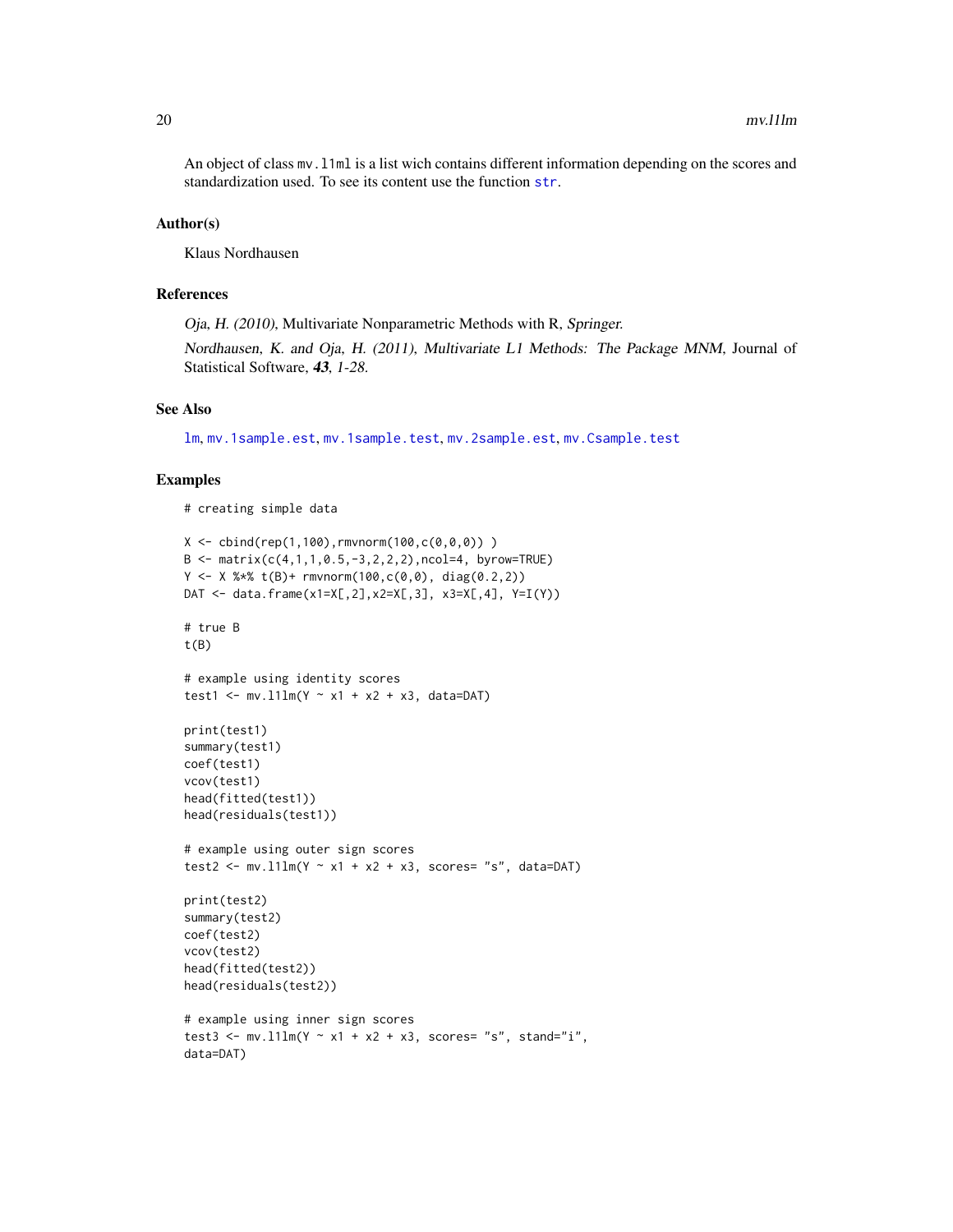An object of class `mv.l1ml` is a list wich contains different information depending on the scores and standardization used. To see its content use the function `str`.

## Author(s)

Klaus Nordhausen

## References

*Oja, H. (2010)*, Multivariate Nonparametric Methods with R, *Springer*.

*Nordhausen, K. and Oja, H. (2011), Multivariate L1 Methods: The Package MNM,* Journal of Statistical Software, ***43****, 1-28.*

## See Also

`lm`, `mv.1sample.est`, `mv.1sample.test`, `mv.2sample.est`, `mv.Csample.test`

## Examples

```
# creating simple data

X <- cbind(rep(1,100),rmvnorm(100,c(0,0,0)) )
B <- matrix(c(4,1,1,0.5,-3,2,2,2),ncol=4, byrow=TRUE)
Y <- X %*% t(B)+ rmvnorm(100,c(0,0), diag(0.2,2))
DAT <- data.frame(x1=X[,2],x2=X[,3], x3=X[,4], Y=I(Y))

# true B
t(B)

# example using identity scores
test1 <- mv.l1lm(Y ~ x1 + x2 + x3, data=DAT)

print(test1)
summary(test1)
coef(test1)
vcov(test1)
head(fitted(test1))
head(residuals(test1))

# example using outer sign scores
test2 <- mv.l1lm(Y ~ x1 + x2 + x3, scores= "s", data=DAT)

print(test2)
summary(test2)
coef(test2)
vcov(test2)
head(fitted(test2))
head(residuals(test2))

# example using inner sign scores
test3 <- mv.l1lm(Y ~ x1 + x2 + x3, scores= "s", stand="i",
data=DAT)
```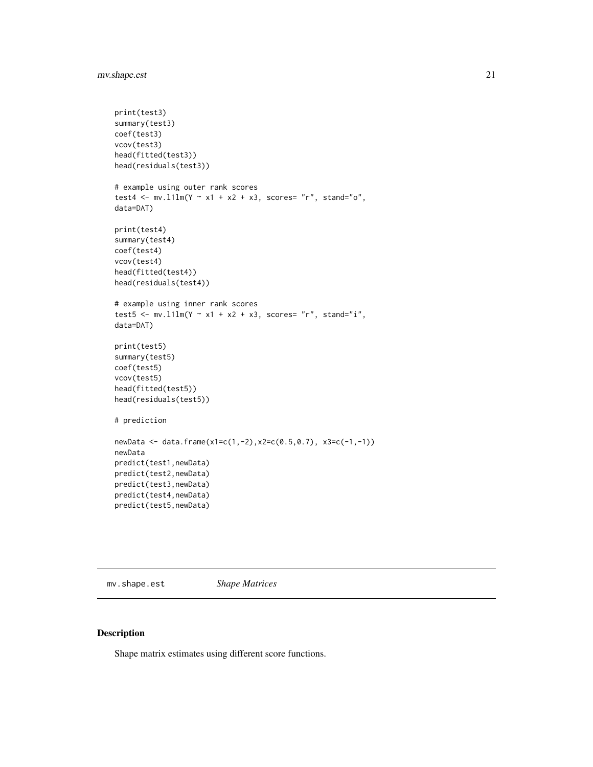```
print(test3)
summary(test3)
coef(test3)
vcov(test3)
head(fitted(test3))
head(residuals(test3))

# example using outer rank scores
test4 <- mv.l1lm(Y ~ x1 + x2 + x3, scores= "r", stand="o",
data=DAT)

print(test4)
summary(test4)
coef(test4)
vcov(test4)
head(fitted(test4))
head(residuals(test4))

# example using inner rank scores
test5 <- mv.l1lm(Y ~ x1 + x2 + x3, scores= "r", stand="i",
data=DAT)

print(test5)
summary(test5)
coef(test5)
vcov(test5)
head(fitted(test5))
head(residuals(test5))

# prediction

newData <- data.frame(x1=c(1,-2),x2=c(0.5,0.7), x3=c(-1,-1))
newData
predict(test1,newData)
predict(test2,newData)
predict(test3,newData)
predict(test4,newData)
predict(test5,newData)
```

## mv.shape.est *Shape Matrices*

### Description

Shape matrix estimates using different score functions.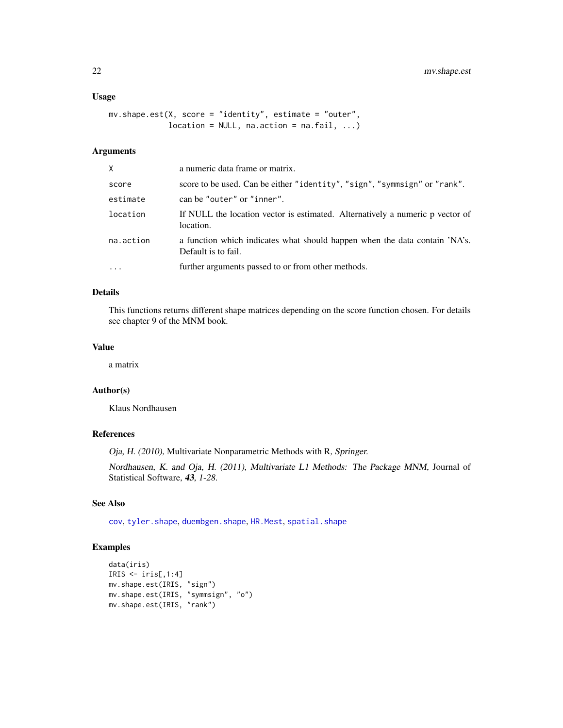### Usage

```
mv.shape.est(X, score = "identity", estimate = "outer",
             location = NULL, na.action = na.fail, ...)
```

### Arguments

| | |
|---|---|
| X | a numeric data frame or matrix. |
| score | score to be used. Can be either "identity", "sign", "symmsign" or "rank". |
| estimate | can be "outer" or "inner". |
| location | If NULL the location vector is estimated. Alternatively a numeric p vector of location. |
| na.action | a function which indicates what should happen when the data contain 'NA's. Default is to fail. |
| ... | further arguments passed to or from other methods. |

### Details

This functions returns different shape matrices depending on the score function chosen. For details see chapter 9 of the MNM book.

### Value

a matrix

### Author(s)

Klaus Nordhausen

### References

*Oja, H. (2010)*, Multivariate Nonparametric Methods with R, *Springer.*

*Nordhausen, K. and Oja, H. (2011), Multivariate L1 Methods: The Package MNM*, Journal of Statistical Software, ***43****, 1-28.*

### See Also

cov, tyler.shape, duembgen.shape, HR.Mest, spatial.shape

### Examples

```
data(iris)
IRIS <- iris[,1:4]
mv.shape.est(IRIS, "sign")
mv.shape.est(IRIS, "symmsign", "o")
mv.shape.est(IRIS, "rank")
```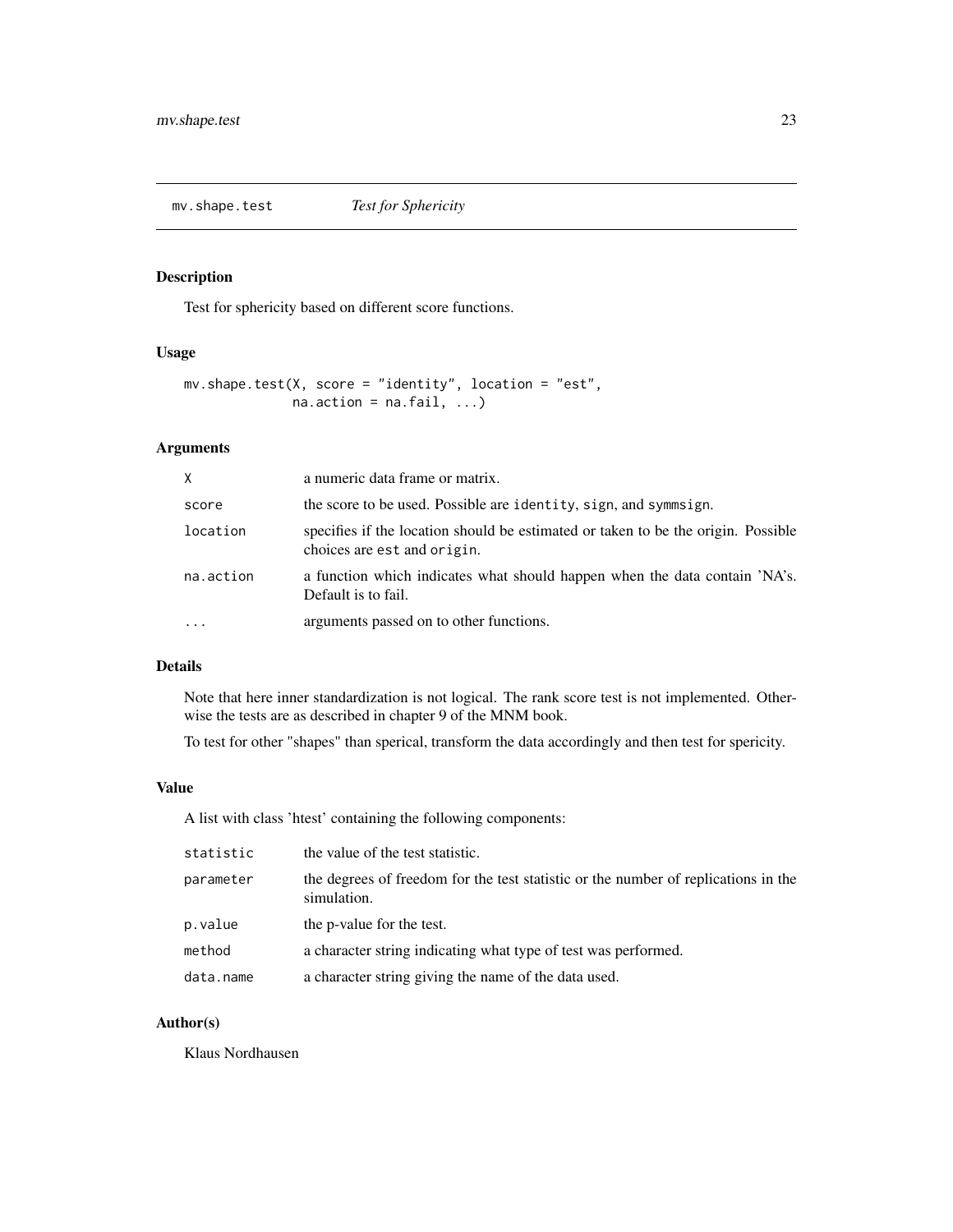## mv.shape.test *Test for Sphericity*

### Description

Test for sphericity based on different score functions.

### Usage

```
mv.shape.test(X, score = "identity", location = "est",
              na.action = na.fail, ...)
```

### Arguments

| | |
|---|---|
| X | a numeric data frame or matrix. |
| score | the score to be used. Possible are identity, sign, and symmsign. |
| location | specifies if the location should be estimated or taken to be the origin. Possible choices are est and origin. |
| na.action | a function which indicates what should happen when the data contain 'NA's. Default is to fail. |
| ... | arguments passed on to other functions. |

### Details

Note that here inner standardization is not logical. The rank score test is not implemented. Otherwise the tests are as described in chapter 9 of the MNM book.

To test for other "shapes" than sperical, transform the data accordingly and then test for spericity.

### Value

A list with class 'htest' containing the following components:

| | |
|---|---|
| statistic | the value of the test statistic. |
| parameter | the degrees of freedom for the test statistic or the number of replications in the simulation. |
| p.value | the p-value for the test. |
| method | a character string indicating what type of test was performed. |
| data.name | a character string giving the name of the data used. |

### Author(s)

Klaus Nordhausen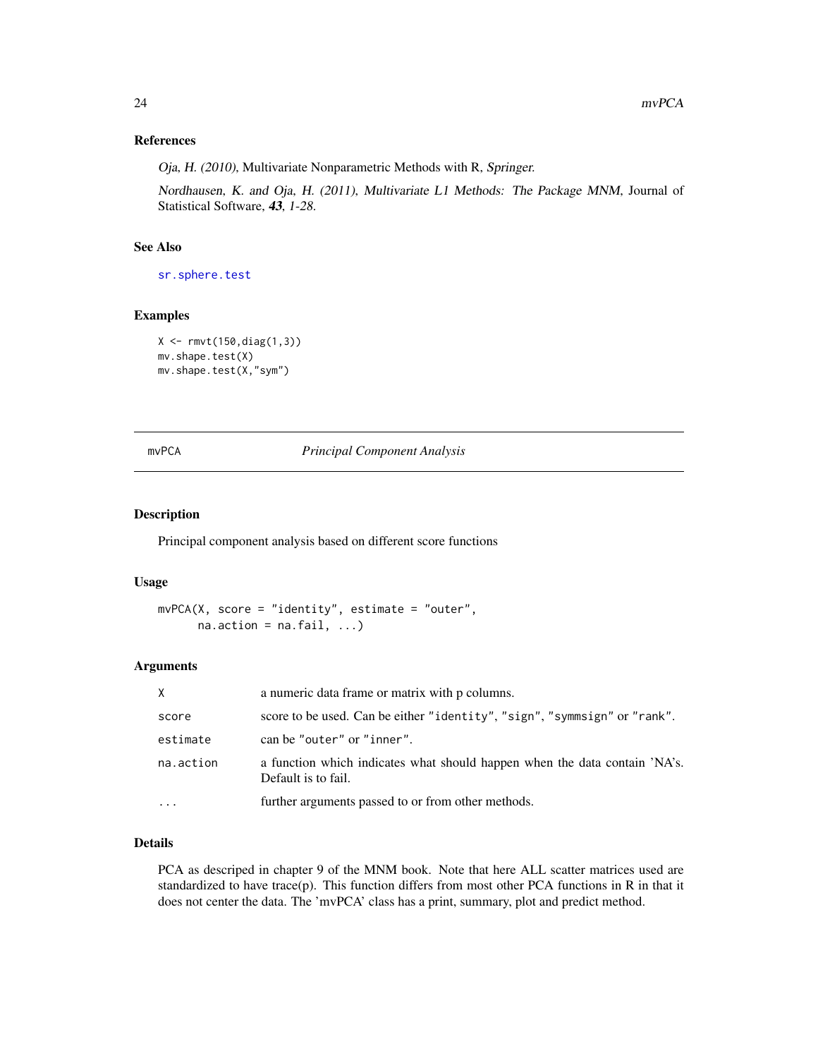### References

*Oja, H. (2010)*, Multivariate Nonparametric Methods with R, *Springer*.

*Nordhausen, K. and Oja, H. (2011), Multivariate L1 Methods: The Package MNM,* Journal of Statistical Software, ***43****, 1-28.*

### See Also

`sr.sphere.test`

### Examples

```
X <- rmvt(150,diag(1,3))
mv.shape.test(X)
mv.shape.test(X,"sym")
```

---

## mvPCA — *Principal Component Analysis*

---

### Description

Principal component analysis based on different score functions

### Usage

```
mvPCA(X, score = "identity", estimate = "outer",
      na.action = na.fail, ...)
```

### Arguments

| | |
|---|---|
| `X` | a numeric data frame or matrix with p columns. |
| `score` | score to be used. Can be either `"identity"`, `"sign"`, `"symmsign"` or `"rank"`. |
| `estimate` | can be `"outer"` or `"inner"`. |
| `na.action` | a function which indicates what should happen when the data contain 'NA's. Default is to fail. |
| `...` | further arguments passed to or from other methods. |

### Details

PCA as descriped in chapter 9 of the MNM book. Note that here ALL scatter matrices used are standardized to have trace(p). This function differs from most other PCA functions in R in that it does not center the data. The 'mvPCA' class has a print, summary, plot and predict method.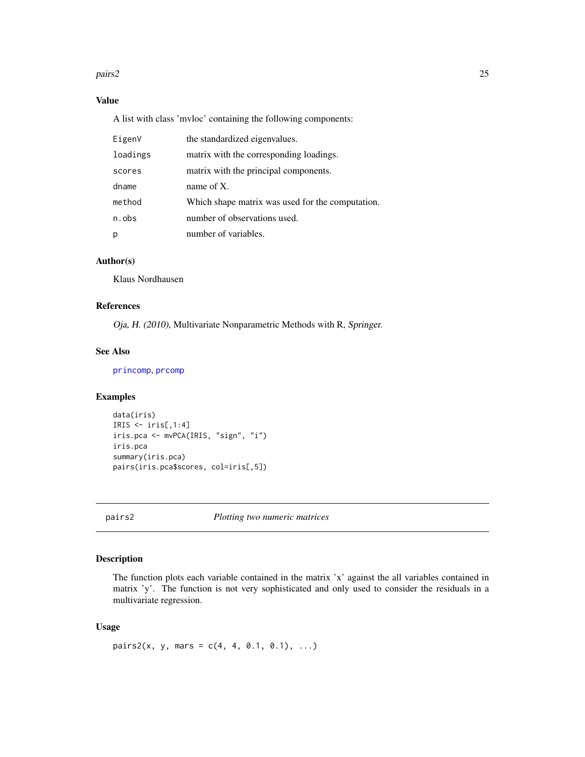### Value

A list with class 'mvloc' containing the following components:

| | |
|---|---|
| EigenV | the standardized eigenvalues. |
| loadings | matrix with the corresponding loadings. |
| scores | matrix with the principal components. |
| dname | name of X. |
| method | Which shape matrix was used for the computation. |
| n.obs | number of observations used. |
| p | number of variables. |

### Author(s)

Klaus Nordhausen

### References

*Oja, H. (2010)*, Multivariate Nonparametric Methods with R, *Springer*.

### See Also

princomp, prcomp

### Examples

```
data(iris)
IRIS <- iris[,1:4]
iris.pca <- mvPCA(IRIS, "sign", "i")
iris.pca
summary(iris.pca)
pairs(iris.pca$scores, col=iris[,5])
```

---

## pairs2 — *Plotting two numeric matrices*

### Description

The function plots each variable contained in the matrix 'x' against the all variables contained in matrix 'y'. The function is not very sophisticated and only used to consider the residuals in a multivariate regression.

### Usage

```
pairs2(x, y, mars = c(4, 4, 0.1, 0.1), ...)
```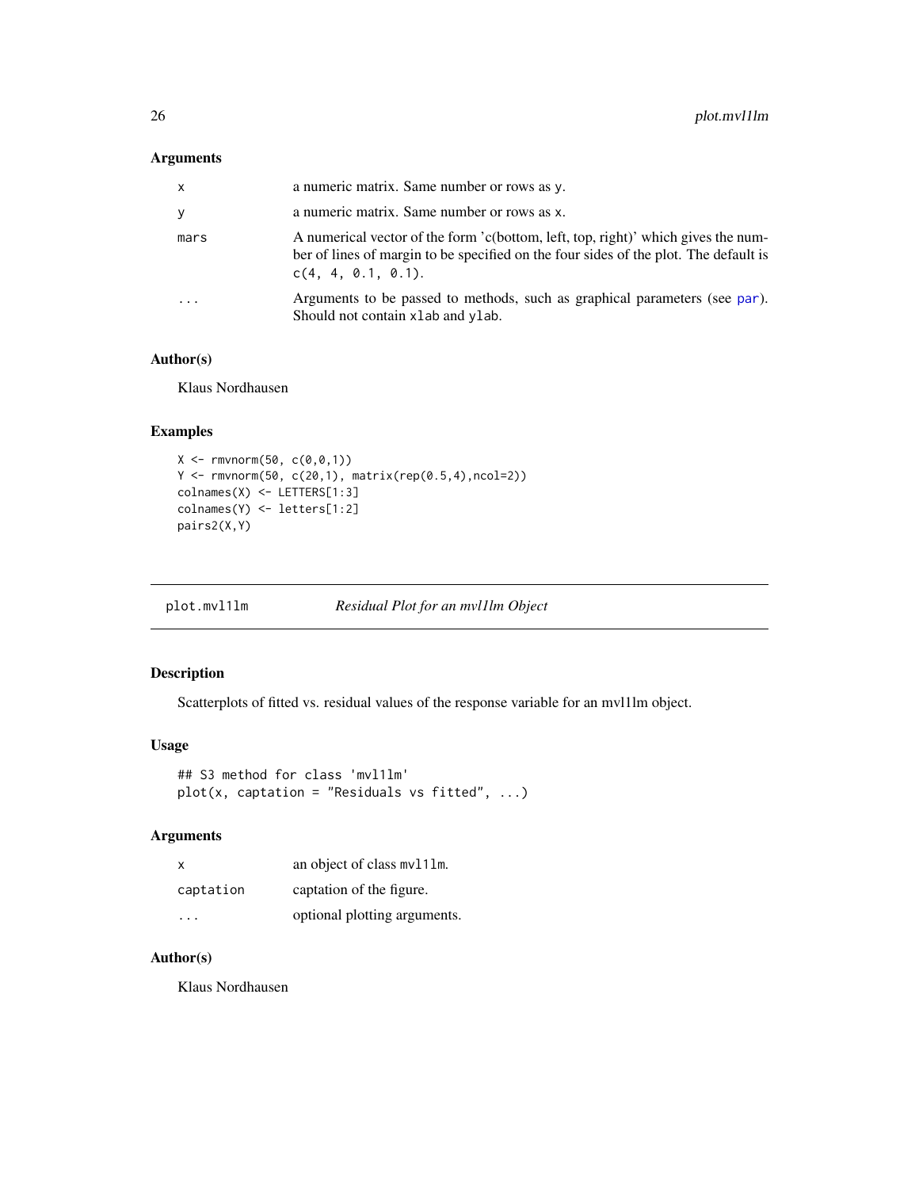## Arguments

| | |
|---|---|
| `x` | a numeric matrix. Same number or rows as `y`. |
| `y` | a numeric matrix. Same number or rows as `x`. |
| `mars` | A numerical vector of the form 'c(bottom, left, top, right)' which gives the number of lines of margin to be specified on the four sides of the plot. The default is `c(4, 4, 0.1, 0.1)`. |
| `...` | Arguments to be passed to methods, such as graphical parameters (see `par`). Should not contain `xlab` and `ylab`. |

## Author(s)

Klaus Nordhausen

## Examples

```
X <- rmvnorm(50, c(0,0,1))
Y <- rmvnorm(50, c(20,1), matrix(rep(0.5,4),ncol=2))
colnames(X) <- LETTERS[1:3]
colnames(Y) <- letters[1:2]
pairs2(X,Y)
```

---

# plot.mvl1lm — *Residual Plot for an mvl1lm Object*

---

## Description

Scatterplots of fitted vs. residual values of the response variable for an mvl1lm object.

## Usage

```
## S3 method for class 'mvl1lm'
plot(x, captation = "Residuals vs fitted", ...)
```

## Arguments

| | |
|---|---|
| `x` | an object of class `mvl1lm`. |
| `captation` | captation of the figure. |
| `...` | optional plotting arguments. |

## Author(s)

Klaus Nordhausen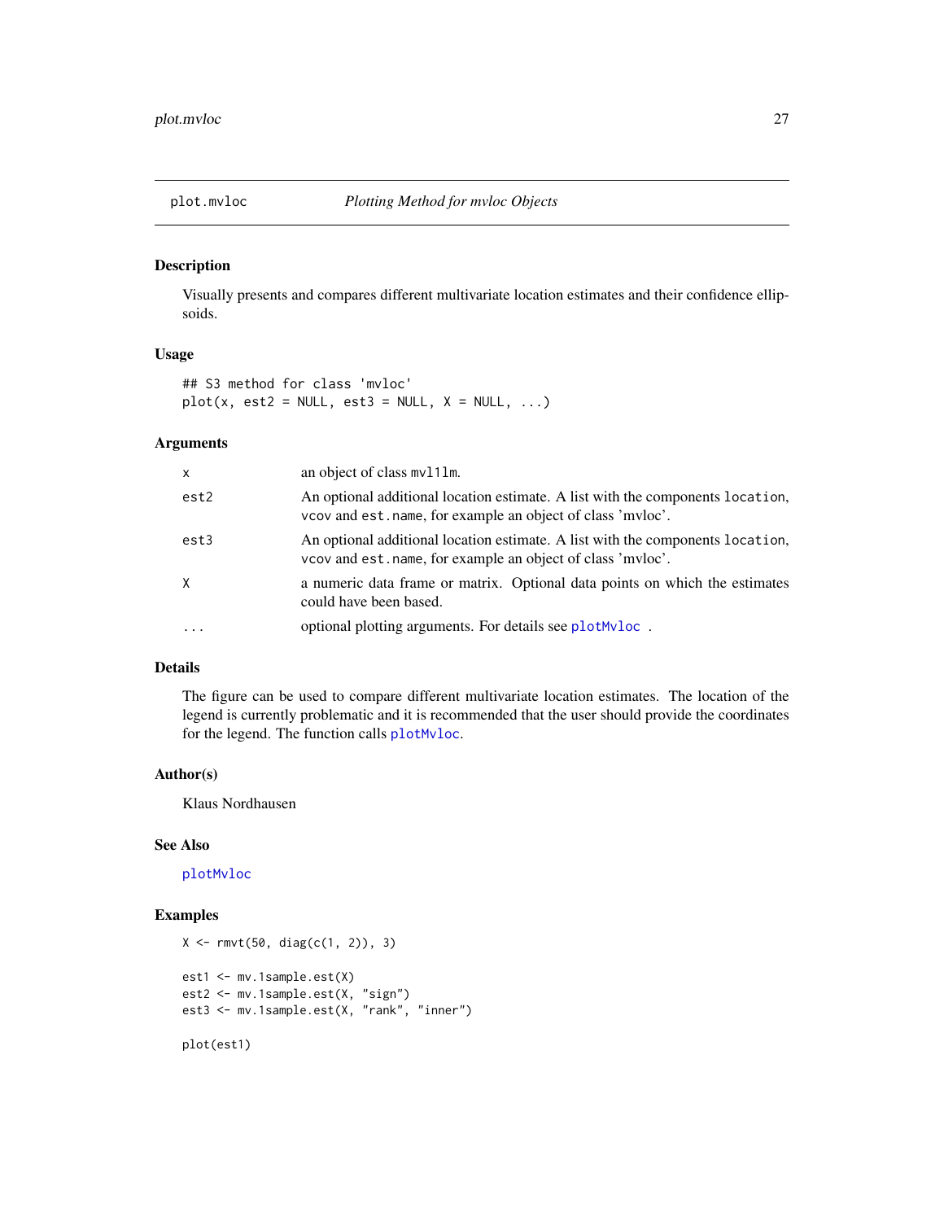## plot.mvloc *Plotting Method for mvloc Objects*

### Description

Visually presents and compares different multivariate location estimates and their confidence ellipsoids.

### Usage

```
## S3 method for class 'mvloc'
plot(x, est2 = NULL, est3 = NULL, X = NULL, ...)
```

### Arguments

| | |
|---|---|
| x | an object of class mvl1lm. |
| est2 | An optional additional location estimate. A list with the components location, vcov and est.name, for example an object of class 'mvloc'. |
| est3 | An optional additional location estimate. A list with the components location, vcov and est.name, for example an object of class 'mvloc'. |
| X | a numeric data frame or matrix. Optional data points on which the estimates could have been based. |
| ... | optional plotting arguments. For details see plotMvloc . |

### Details

The figure can be used to compare different multivariate location estimates. The location of the legend is currently problematic and it is recommended that the user should provide the coordinates for the legend. The function calls plotMvloc.

### Author(s)

Klaus Nordhausen

### See Also

plotMvloc

### Examples

```
X <- rmvt(50, diag(c(1, 2)), 3)

est1 <- mv.1sample.est(X)
est2 <- mv.1sample.est(X, "sign")
est3 <- mv.1sample.est(X, "rank", "inner")

plot(est1)
```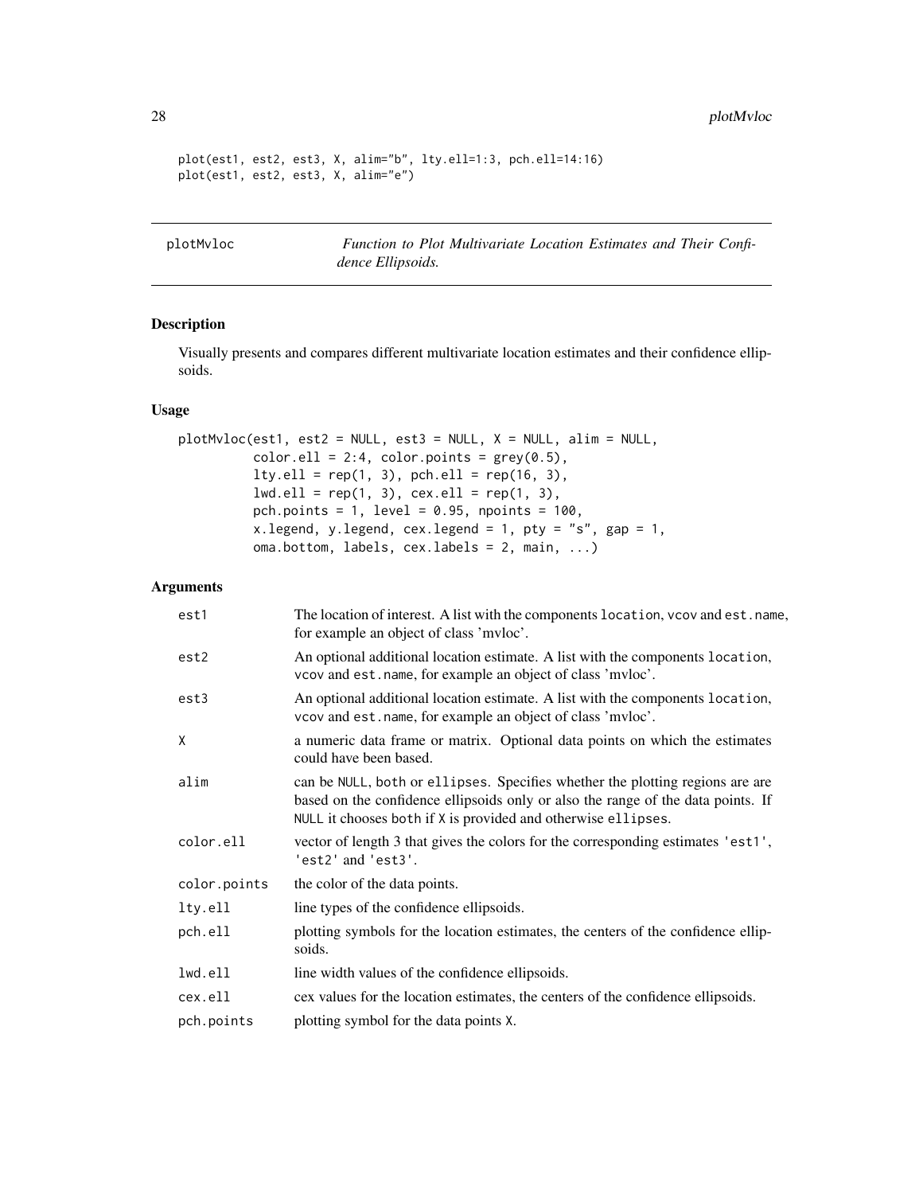```
plot(est1, est2, est3, X, alim="b", lty.ell=1:3, pch.ell=14:16)
plot(est1, est2, est3, X, alim="e")
```

---

plotMvloc — *Function to Plot Multivariate Location Estimates and Their Confidence Ellipsoids.*

---

## Description

Visually presents and compares different multivariate location estimates and their confidence ellipsoids.

## Usage

```
plotMvloc(est1, est2 = NULL, est3 = NULL, X = NULL, alim = NULL,
          color.ell = 2:4, color.points = grey(0.5),
          lty.ell = rep(1, 3), pch.ell = rep(16, 3),
          lwd.ell = rep(1, 3), cex.ell = rep(1, 3),
          pch.points = 1, level = 0.95, npoints = 100,
          x.legend, y.legend, cex.legend = 1, pty = "s", gap = 1,
          oma.bottom, labels, cex.labels = 2, main, ...)
```

## Arguments

| | |
|---|---|
| est1 | The location of interest. A list with the components location, vcov and est.name, for example an object of class 'mvloc'. |
| est2 | An optional additional location estimate. A list with the components location, vcov and est.name, for example an object of class 'mvloc'. |
| est3 | An optional additional location estimate. A list with the components location, vcov and est.name, for example an object of class 'mvloc'. |
| X | a numeric data frame or matrix. Optional data points on which the estimates could have been based. |
| alim | can be NULL, both or ellipses. Specifies whether the plotting regions are are based on the confidence ellipsoids only or also the range of the data points. If NULL it chooses both if X is provided and otherwise ellipses. |
| color.ell | vector of length 3 that gives the colors for the corresponding estimates 'est1', 'est2' and 'est3'. |
| color.points | the color of the data points. |
| lty.ell | line types of the confidence ellipsoids. |
| pch.ell | plotting symbols for the location estimates, the centers of the confidence ellipsoids. |
| lwd.ell | line width values of the confidence ellipsoids. |
| cex.ell | cex values for the location estimates, the centers of the confidence ellipsoids. |
| pch.points | plotting symbol for the data points X. |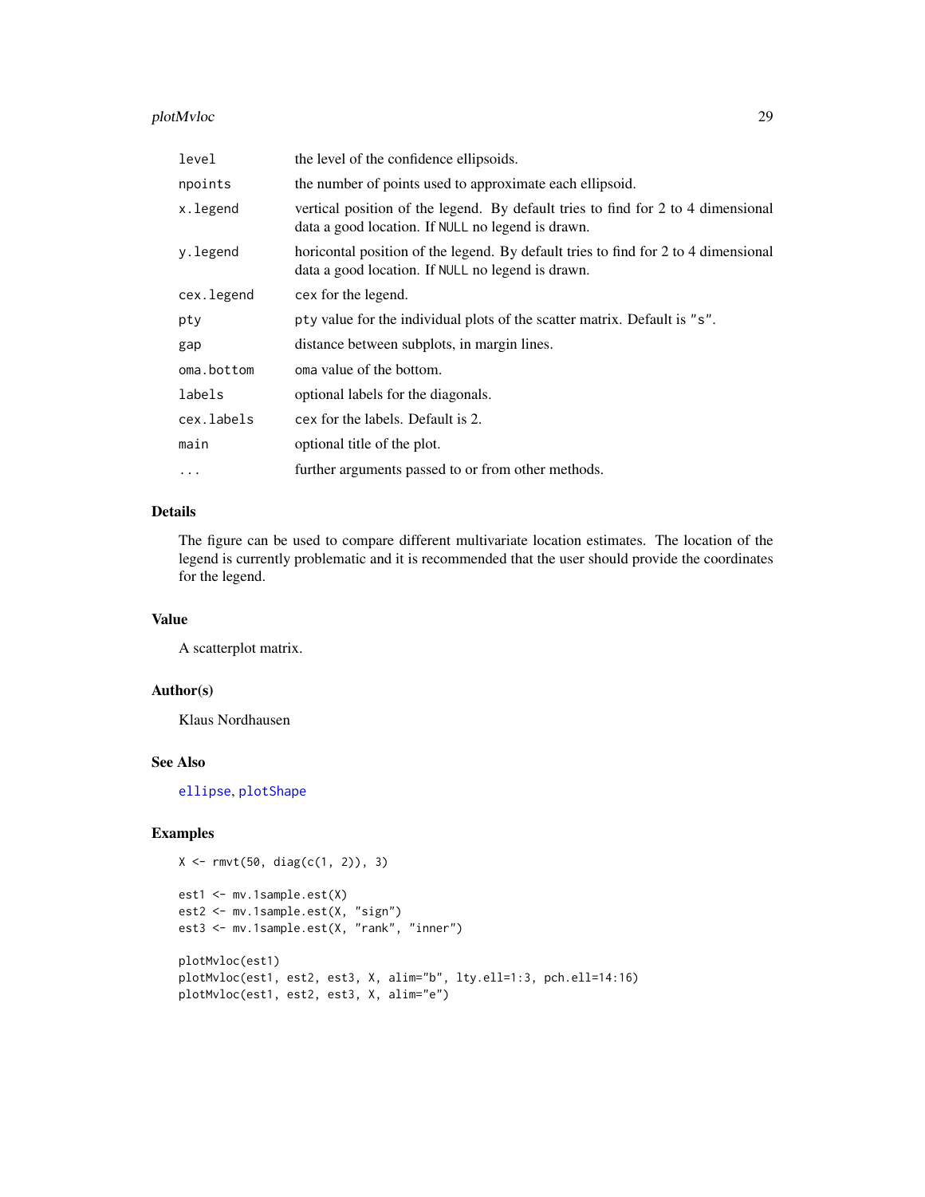| | |
|---|---|
| `level` | the level of the confidence ellipsoids. |
| `npoints` | the number of points used to approximate each ellipsoid. |
| `x.legend` | vertical position of the legend. By default tries to find for 2 to 4 dimensional data a good location. If `NULL` no legend is drawn. |
| `y.legend` | horicontal position of the legend. By default tries to find for 2 to 4 dimensional data a good location. If `NULL` no legend is drawn. |
| `cex.legend` | `cex` for the legend. |
| `pty` | `pty` value for the individual plots of the scatter matrix. Default is `"s"`. |
| `gap` | distance between subplots, in margin lines. |
| `oma.bottom` | `oma` value of the bottom. |
| `labels` | optional labels for the diagonals. |
| `cex.labels` | `cex` for the labels. Default is 2. |
| `main` | optional title of the plot. |
| `...` | further arguments passed to or from other methods. |

### Details

The figure can be used to compare different multivariate location estimates. The location of the legend is currently problematic and it is recommended that the user should provide the coordinates for the legend.

### Value

A scatterplot matrix.

### Author(s)

Klaus Nordhausen

### See Also

`ellipse`, `plotShape`

### Examples

```
X <- rmvt(50, diag(c(1, 2)), 3)

est1 <- mv.1sample.est(X)
est2 <- mv.1sample.est(X, "sign")
est3 <- mv.1sample.est(X, "rank", "inner")

plotMvloc(est1)
plotMvloc(est1, est2, est3, X, alim="b", lty.ell=1:3, pch.ell=14:16)
plotMvloc(est1, est2, est3, X, alim="e")
```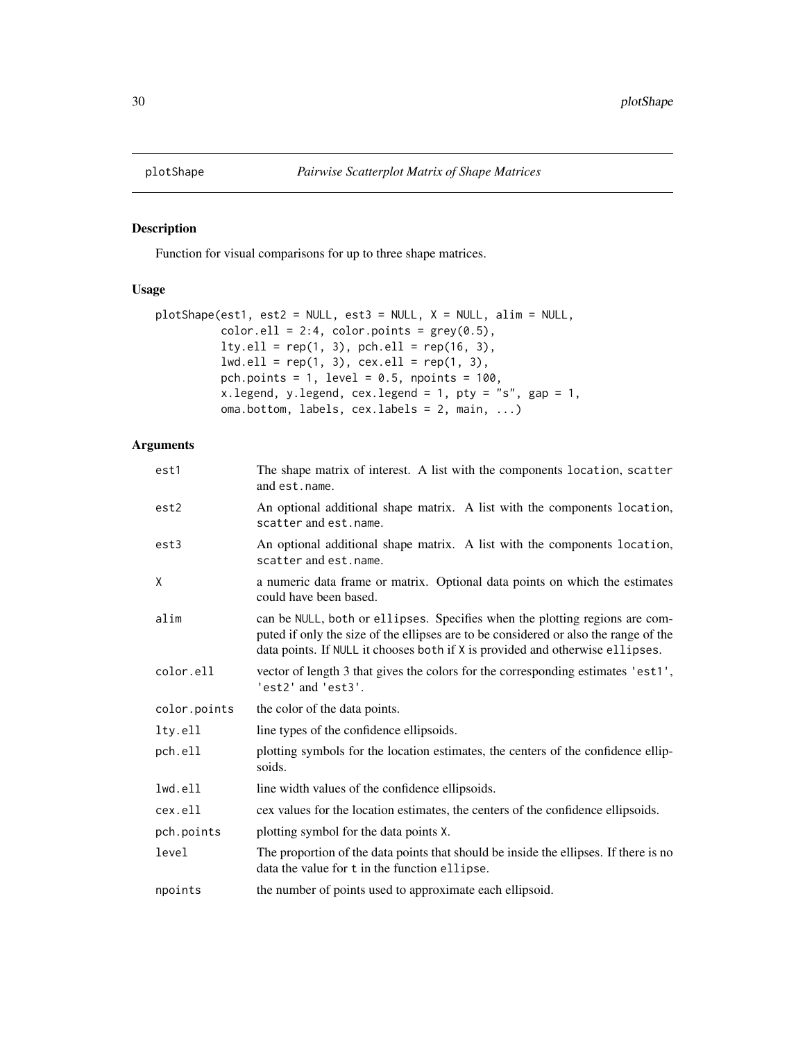# plotShape *Pairwise Scatterplot Matrix of Shape Matrices*

## Description

Function for visual comparisons for up to three shape matrices.

## Usage

```
plotShape(est1, est2 = NULL, est3 = NULL, X = NULL, alim = NULL,
          color.ell = 2:4, color.points = grey(0.5),
          lty.ell = rep(1, 3), pch.ell = rep(16, 3),
          lwd.ell = rep(1, 3), cex.ell = rep(1, 3),
          pch.points = 1, level = 0.5, npoints = 100,
          x.legend, y.legend, cex.legend = 1, pty = "s", gap = 1,
          oma.bottom, labels, cex.labels = 2, main, ...)
```

## Arguments

| | |
|---|---|
| `est1` | The shape matrix of interest. A list with the components `location`, `scatter` and `est.name`. |
| `est2` | An optional additional shape matrix. A list with the components `location`, `scatter` and `est.name`. |
| `est3` | An optional additional shape matrix. A list with the components `location`, `scatter` and `est.name`. |
| `X` | a numeric data frame or matrix. Optional data points on which the estimates could have been based. |
| `alim` | can be `NULL`, `both` or `ellipses`. Specifies when the plotting regions are computed if only the size of the ellipses are to be considered or also the range of the data points. If `NULL` it chooses `both` if `X` is provided and otherwise `ellipses`. |
| `color.ell` | vector of length 3 that gives the colors for the corresponding estimates `'est1'`, `'est2'` and `'est3'`. |
| `color.points` | the color of the data points. |
| `lty.ell` | line types of the confidence ellipsoids. |
| `pch.ell` | plotting symbols for the location estimates, the centers of the confidence ellipsoids. |
| `lwd.ell` | line width values of the confidence ellipsoids. |
| `cex.ell` | cex values for the location estimates, the centers of the confidence ellipsoids. |
| `pch.points` | plotting symbol for the data points `X`. |
| `level` | The proportion of the data points that should be inside the ellipses. If there is no data the value for `t` in the function `ellipse`. |
| `npoints` | the number of points used to approximate each ellipsoid. |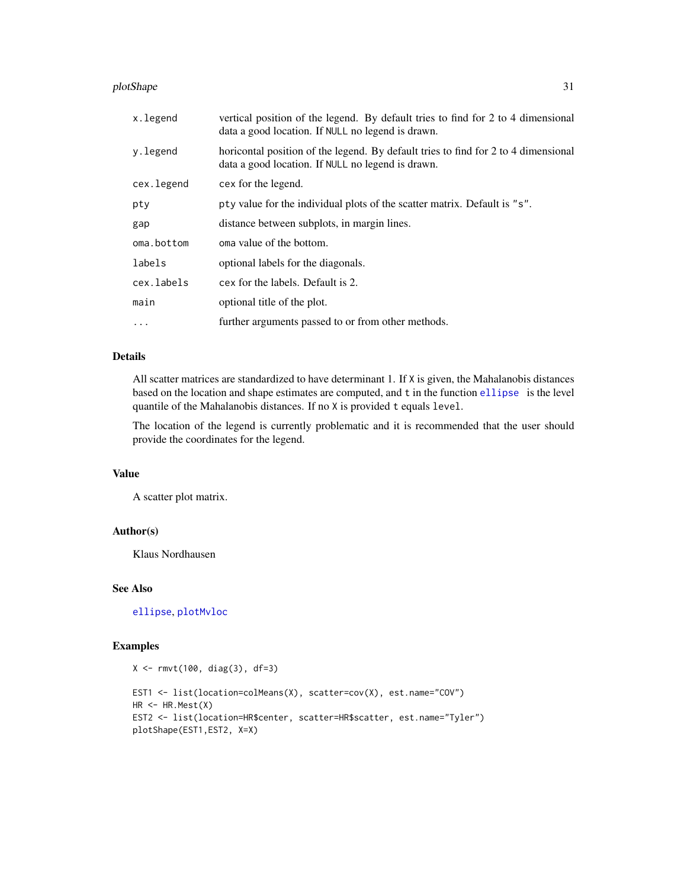| | |
|---|---|
| x.legend | vertical position of the legend. By default tries to find for 2 to 4 dimensional data a good location. If NULL no legend is drawn. |
| y.legend | horicontal position of the legend. By default tries to find for 2 to 4 dimensional data a good location. If NULL no legend is drawn. |
| cex.legend | cex for the legend. |
| pty | pty value for the individual plots of the scatter matrix. Default is "s". |
| gap | distance between subplots, in margin lines. |
| oma.bottom | oma value of the bottom. |
| labels | optional labels for the diagonals. |
| cex.labels | cex for the labels. Default is 2. |
| main | optional title of the plot. |
| ... | further arguments passed to or from other methods. |

## Details

All scatter matrices are standardized to have determinant 1. If X is given, the Mahalanobis distances based on the location and shape estimates are computed, and t in the function ellipse is the level quantile of the Mahalanobis distances. If no X is provided t equals level.

The location of the legend is currently problematic and it is recommended that the user should provide the coordinates for the legend.

## Value

A scatter plot matrix.

## Author(s)

Klaus Nordhausen

## See Also

ellipse, plotMvloc

## Examples

```
X <- rmvt(100, diag(3), df=3)

EST1 <- list(location=colMeans(X), scatter=cov(X), est.name="COV")
HR <- HR.Mest(X)
EST2 <- list(location=HR$center, scatter=HR$scatter, est.name="Tyler")
plotShape(EST1,EST2, X=X)
```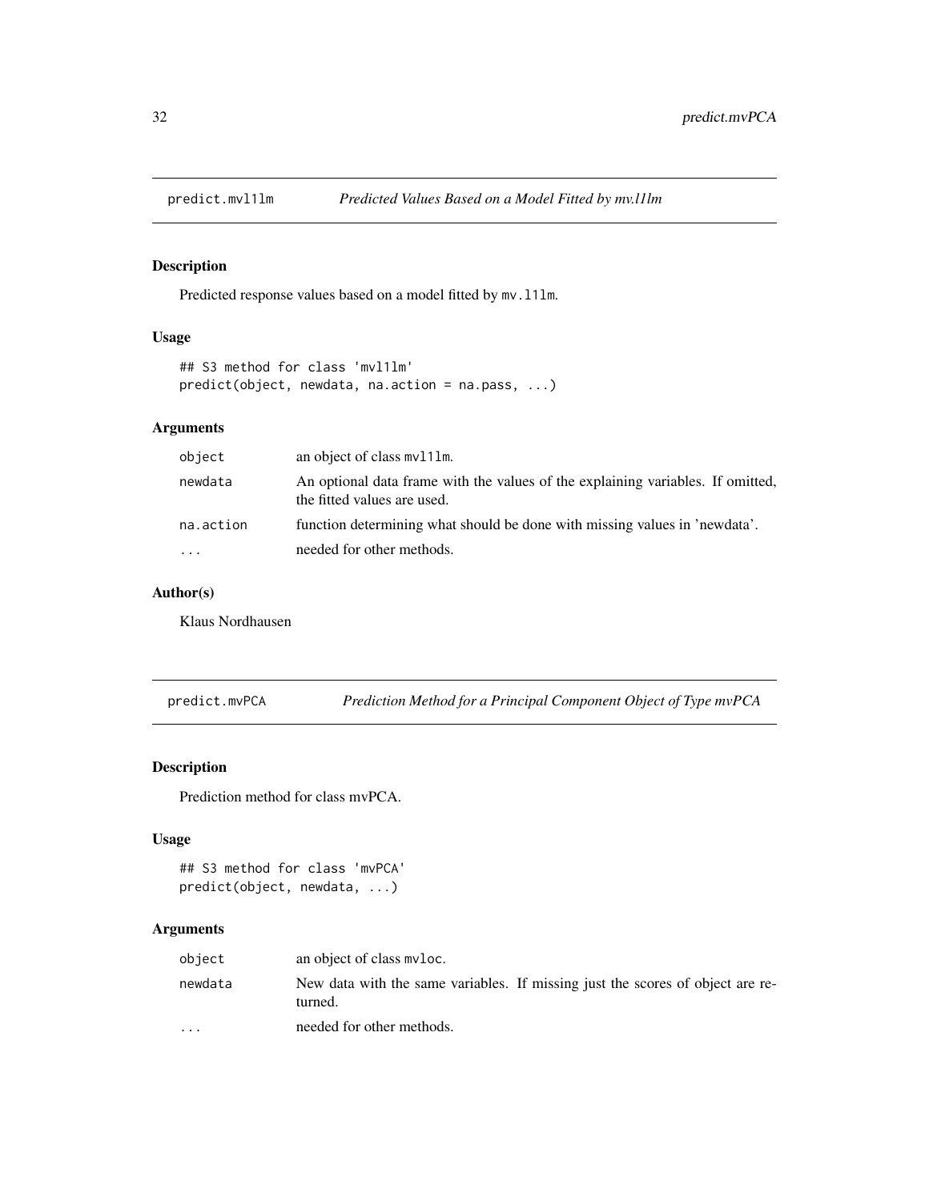## predict.mvl1lm — *Predicted Values Based on a Model Fitted by mv.l1lm*

### Description

Predicted response values based on a model fitted by `mv.l1lm`.

### Usage

```
## S3 method for class 'mvl1lm'
predict(object, newdata, na.action = na.pass, ...)
```

### Arguments

| | |
|---|---|
| `object` | an object of class `mvl1lm`. |
| `newdata` | An optional data frame with the values of the explaining variables. If omitted, the fitted values are used. |
| `na.action` | function determining what should be done with missing values in 'newdata'. |
| `...` | needed for other methods. |

### Author(s)

Klaus Nordhausen

## predict.mvPCA — *Prediction Method for a Principal Component Object of Type mvPCA*

### Description

Prediction method for class mvPCA.

### Usage

```
## S3 method for class 'mvPCA'
predict(object, newdata, ...)
```

### Arguments

| | |
|---|---|
| `object` | an object of class `mvloc`. |
| `newdata` | New data with the same variables. If missing just the scores of object are returned. |
| `...` | needed for other methods. |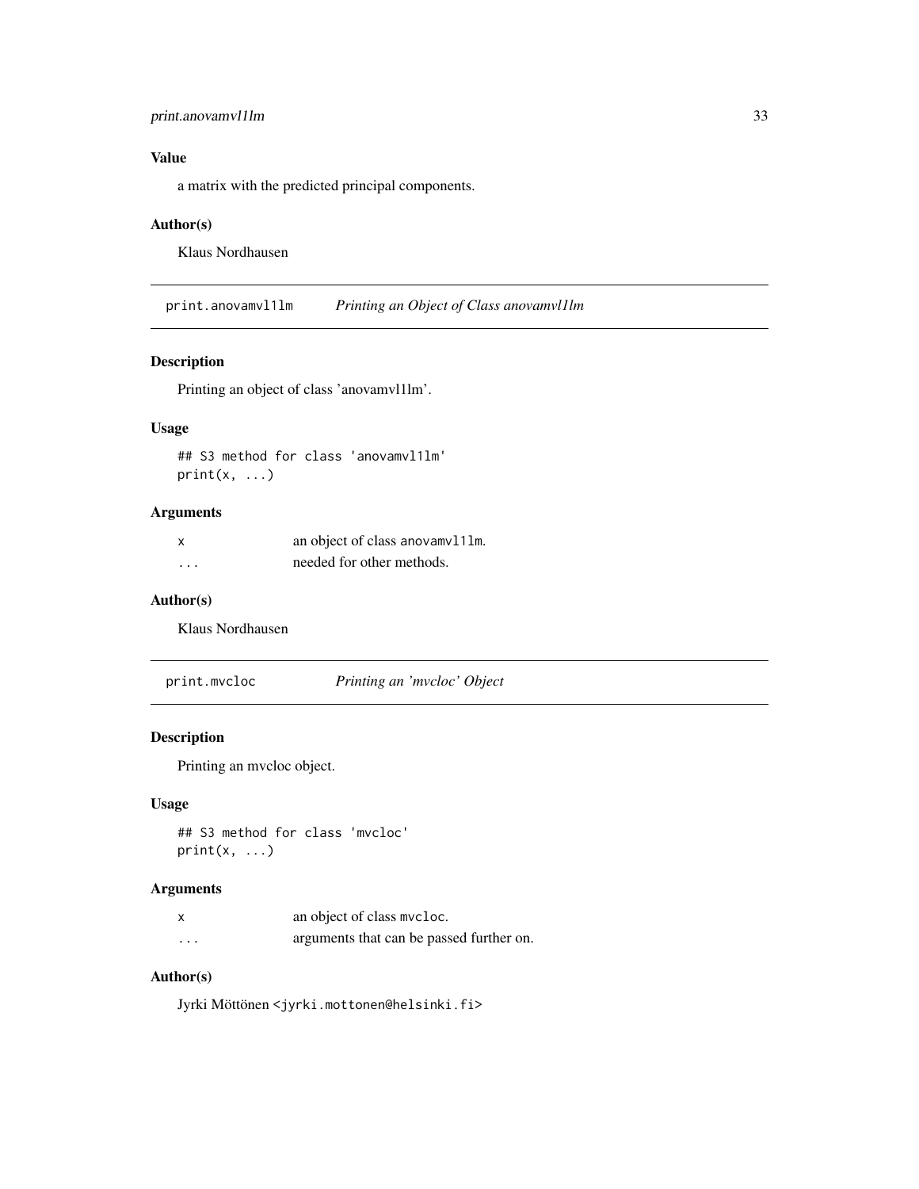### Value

a matrix with the predicted principal components.

### Author(s)

Klaus Nordhausen

## print.anovamvl1lm — *Printing an Object of Class anovamvl1lm*

### Description

Printing an object of class 'anovamvl1lm'.

### Usage

```
## S3 method for class 'anovamvl1lm'
print(x, ...)
```

### Arguments

| | |
|---|---|
| x | an object of class `anovamvl1lm`. |
| ... | needed for other methods. |

### Author(s)

Klaus Nordhausen

## print.mvcloc — *Printing an 'mvcloc' Object*

### Description

Printing an mvcloc object.

### Usage

```
## S3 method for class 'mvcloc'
print(x, ...)
```

### Arguments

| | |
|---|---|
| x | an object of class `mvcloc`. |
| ... | arguments that can be passed further on. |

### Author(s)

Jyrki Möttönen <jyrki.mottonen@helsinki.fi>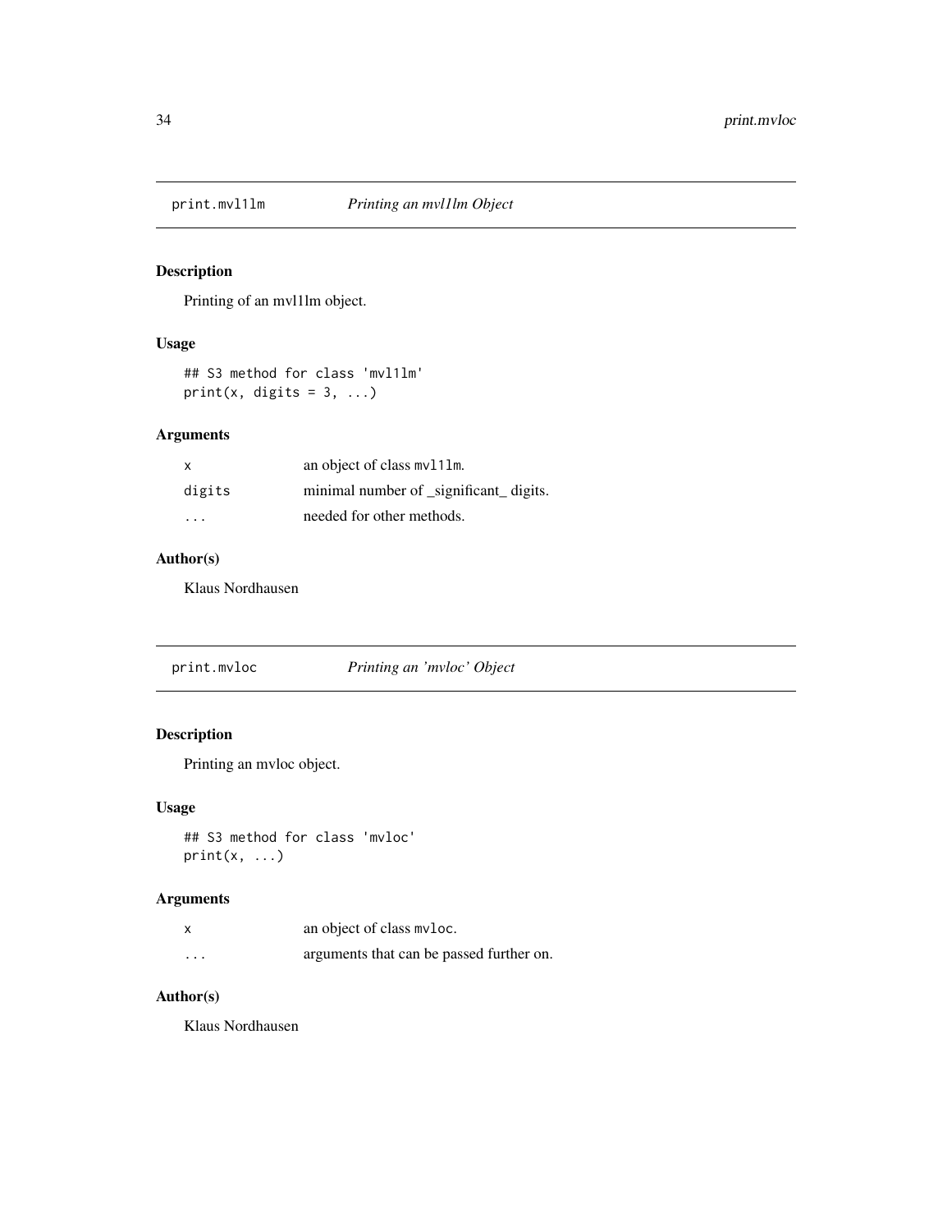## print.mvl1lm — *Printing an mvl1lm Object*

### Description

Printing of an mvl1lm object.

### Usage

```
## S3 method for class 'mvl1lm'
print(x, digits = 3, ...)
```

### Arguments

| | |
|---|---|
| x | an object of class mvl1lm. |
| digits | minimal number of _significant_ digits. |
| ... | needed for other methods. |

### Author(s)

Klaus Nordhausen

## print.mvloc — *Printing an 'mvloc' Object*

### Description

Printing an mvloc object.

### Usage

```
## S3 method for class 'mvloc'
print(x, ...)
```

### Arguments

| | |
|---|---|
| x | an object of class mvloc. |
| ... | arguments that can be passed further on. |

### Author(s)

Klaus Nordhausen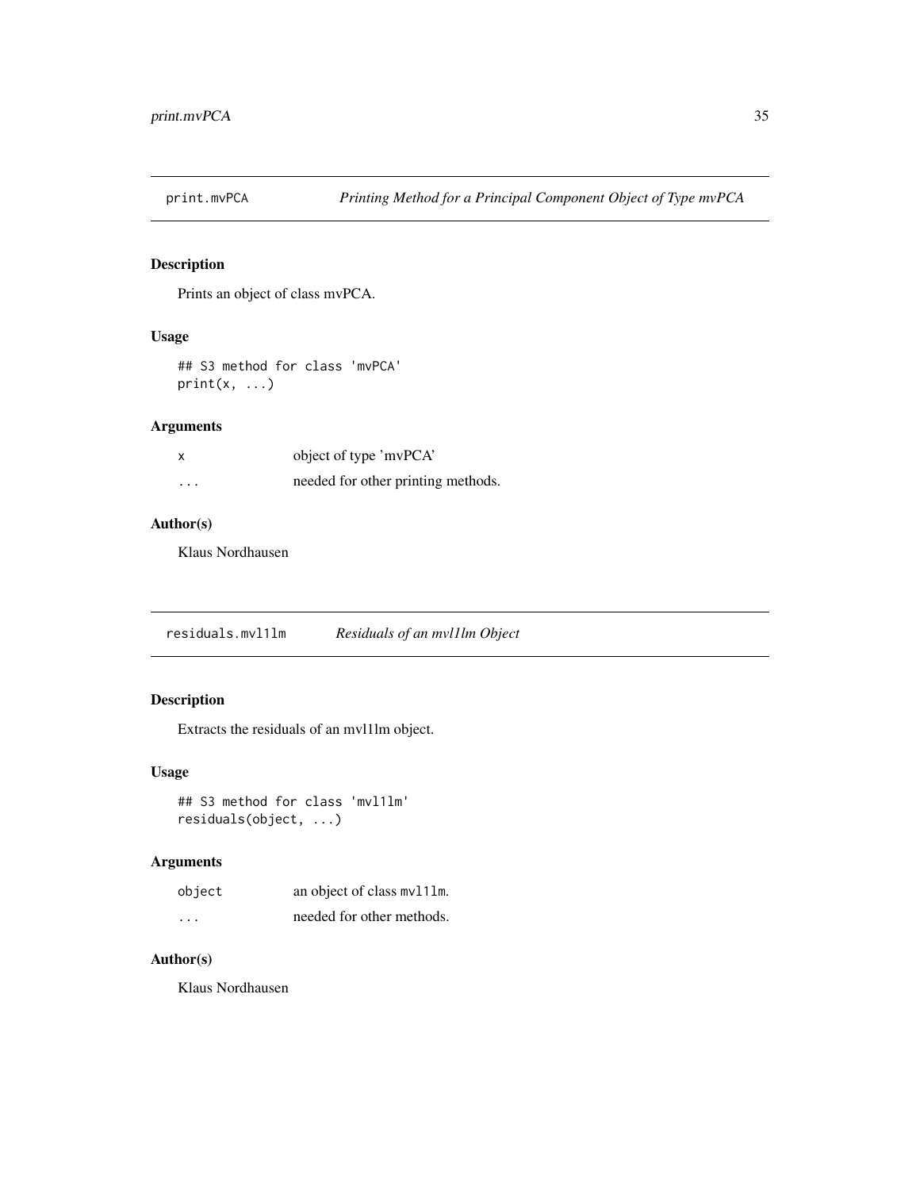## print.mvPCA — *Printing Method for a Principal Component Object of Type mvPCA*

### Description

Prints an object of class mvPCA.

### Usage

```
## S3 method for class 'mvPCA'
print(x, ...)
```

### Arguments

| | |
|---|---|
| `x` | object of type 'mvPCA' |
| `...` | needed for other printing methods. |

### Author(s)

Klaus Nordhausen

## residuals.mvl1lm — *Residuals of an mvl1lm Object*

### Description

Extracts the residuals of an mvl1lm object.

### Usage

```
## S3 method for class 'mvl1lm'
residuals(object, ...)
```

### Arguments

| | |
|---|---|
| `object` | an object of class `mvl1lm`. |
| `...` | needed for other methods. |

### Author(s)

Klaus Nordhausen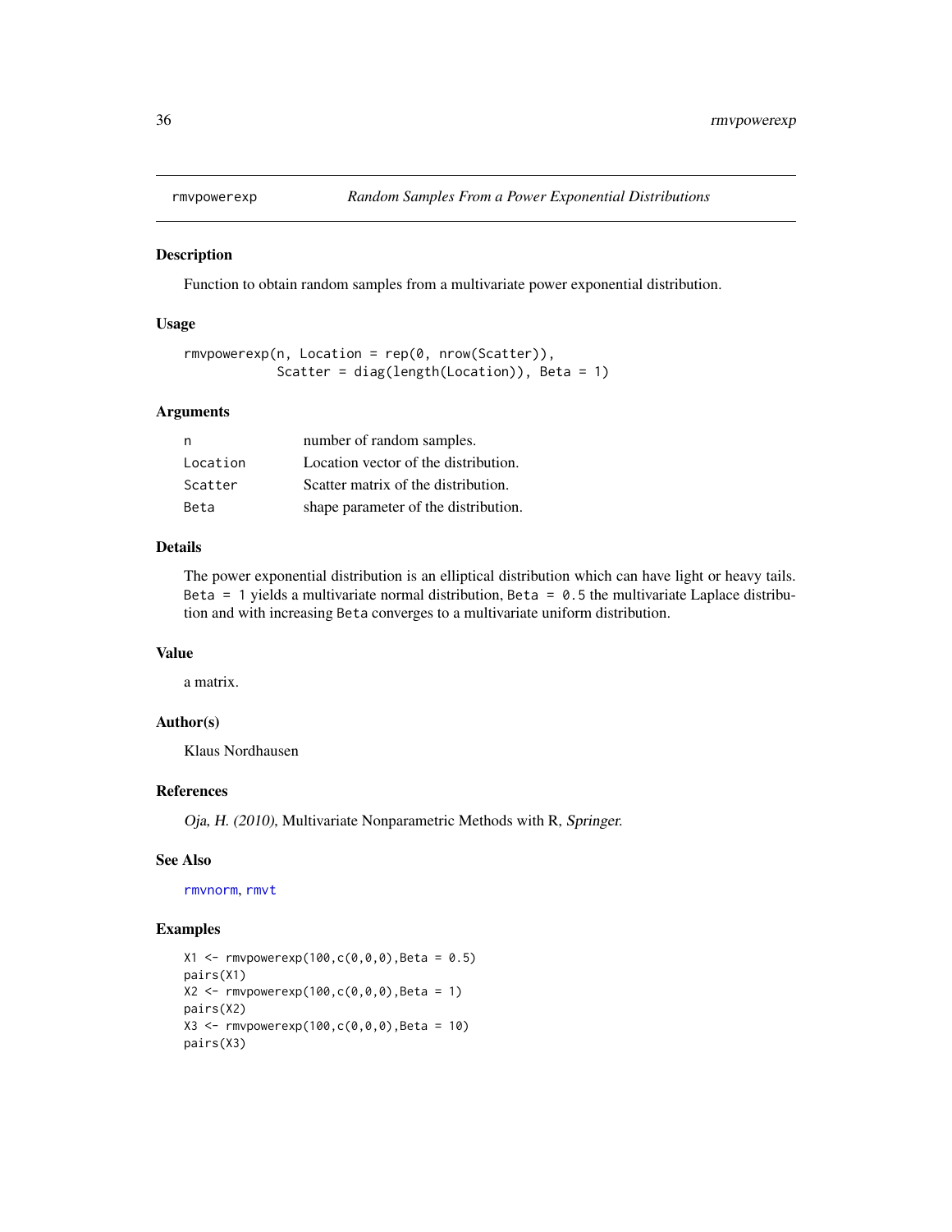# rmvpowerexp — *Random Samples From a Power Exponential Distributions*

## Description

Function to obtain random samples from a multivariate power exponential distribution.

## Usage

```
rmvpowerexp(n, Location = rep(0, nrow(Scatter)),
            Scatter = diag(length(Location)), Beta = 1)
```

## Arguments

| | |
|---|---|
| `n` | number of random samples. |
| `Location` | Location vector of the distribution. |
| `Scatter` | Scatter matrix of the distribution. |
| `Beta` | shape parameter of the distribution. |

## Details

The power exponential distribution is an elliptical distribution which can have light or heavy tails. `Beta = 1` yields a multivariate normal distribution, `Beta = 0.5` the multivariate Laplace distribution and with increasing `Beta` converges to a multivariate uniform distribution.

## Value

a matrix.

## Author(s)

Klaus Nordhausen

## References

*Oja, H. (2010)*, Multivariate Nonparametric Methods with R, *Springer*.

## See Also

`rmvnorm`, `rmvt`

## Examples

```
X1 <- rmvpowerexp(100,c(0,0,0),Beta = 0.5)
pairs(X1)
X2 <- rmvpowerexp(100,c(0,0,0),Beta = 1)
pairs(X2)
X3 <- rmvpowerexp(100,c(0,0,0),Beta = 10)
pairs(X3)
```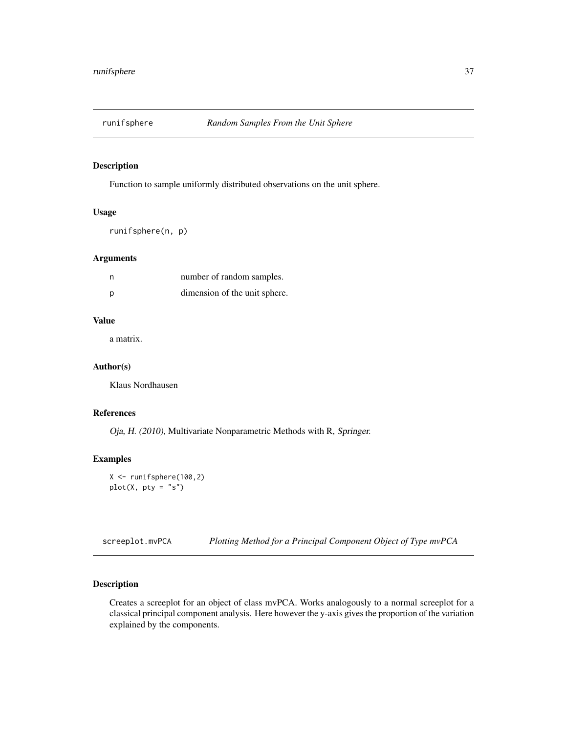## runifsphere — *Random Samples From the Unit Sphere*

### Description

Function to sample uniformly distributed observations on the unit sphere.

### Usage

```
runifsphere(n, p)
```

### Arguments

| | |
|---|---|
| n | number of random samples. |
| p | dimension of the unit sphere. |

### Value

a matrix.

### Author(s)

Klaus Nordhausen

### References

*Oja, H. (2010)*, Multivariate Nonparametric Methods with R, *Springer*.

### Examples

```
X <- runifsphere(100,2)
plot(X, pty = "s")
```

## screeplot.mvPCA — *Plotting Method for a Principal Component Object of Type mvPCA*

### Description

Creates a screeplot for an object of class mvPCA. Works analogously to a normal screeplot for a classical principal component analysis. Here however the y-axis gives the proportion of the variation explained by the components.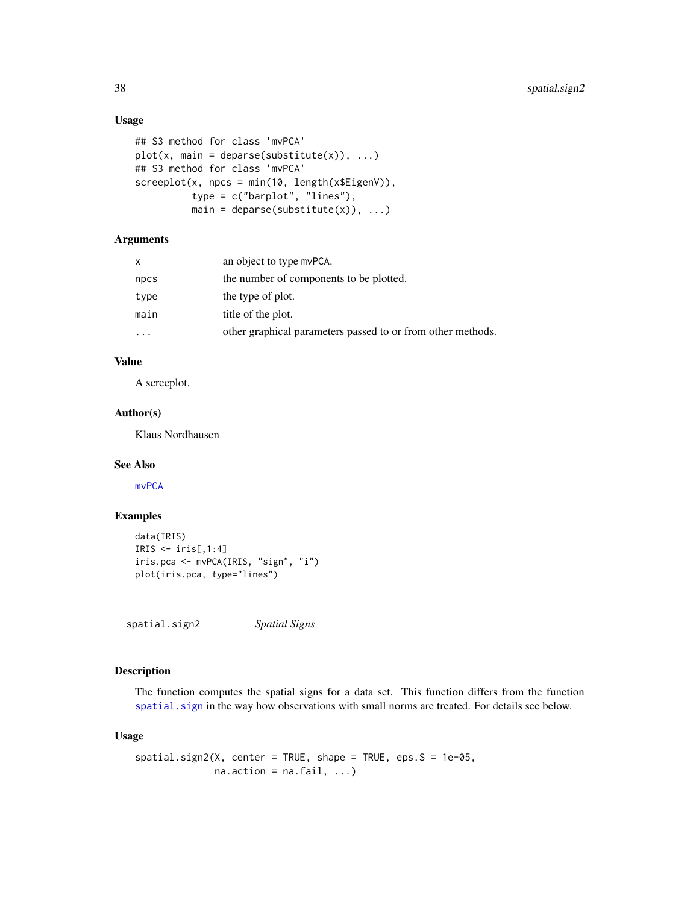### Usage

```
## S3 method for class 'mvPCA'
plot(x, main = deparse(substitute(x)), ...)
## S3 method for class 'mvPCA'
screeplot(x, npcs = min(10, length(x$EigenV)),
          type = c("barplot", "lines"),
          main = deparse(substitute(x)), ...)
```

### Arguments

| | |
|---|---|
| `x` | an object to type `mvPCA`. |
| `npcs` | the number of components to be plotted. |
| `type` | the type of plot. |
| `main` | title of the plot. |
| `...` | other graphical parameters passed to or from other methods. |

### Value

A screeplot.

### Author(s)

Klaus Nordhausen

### See Also

`mvPCA`

### Examples

```
data(IRIS)
IRIS <- iris[,1:4]
iris.pca <- mvPCA(IRIS, "sign", "i")
plot(iris.pca, type="lines")
```

---

## spatial.sign2 *Spatial Signs*

### Description

The function computes the spatial signs for a data set. This function differs from the function `spatial.sign` in the way how observations with small norms are treated. For details see below.

### Usage

```
spatial.sign2(X, center = TRUE, shape = TRUE, eps.S = 1e-05,
              na.action = na.fail, ...)
```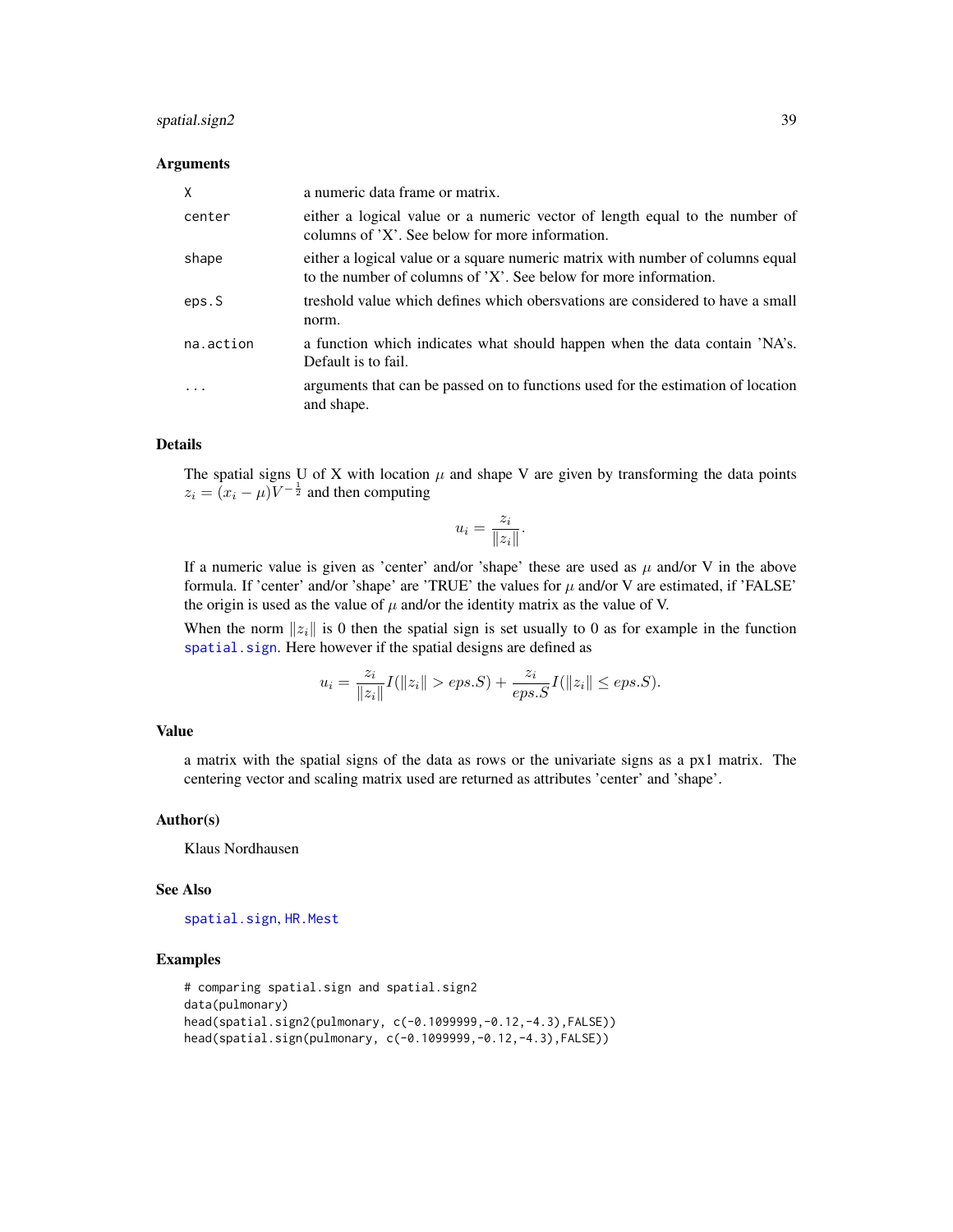## Arguments

| | |
|---|---|
| X | a numeric data frame or matrix. |
| center | either a logical value or a numeric vector of length equal to the number of columns of 'X'. See below for more information. |
| shape | either a logical value or a square numeric matrix with number of columns equal to the number of columns of 'X'. See below for more information. |
| eps.S | treshold value which defines which obersvations are considered to have a small norm. |
| na.action | a function which indicates what should happen when the data contain 'NA's. Default is to fail. |
| ... | arguments that can be passed on to functions used for the estimation of location and shape. |

## Details

The spatial signs U of X with location $\mu$ and shape V are given by transforming the data points $z_i = (x_i - \mu)V^{-\frac{1}{2}}$ and then computing

$$u_i = \frac{z_i}{\|z_i\|}.$$

If a numeric value is given as 'center' and/or 'shape' these are used as $\mu$ and/or V in the above formula. If 'center' and/or 'shape' are 'TRUE' the values for $\mu$ and/or V are estimated, if 'FALSE' the origin is used as the value of $\mu$ and/or the identity matrix as the value of V.

When the norm $\|z_i\|$ is 0 then the spatial sign is set usually to 0 as for example in the function spatial.sign. Here however if the spatial designs are defined as

$$u_i = \frac{z_i}{\|z_i\|} I(\|z_i\| > eps.S) + \frac{z_i}{eps.S} I(\|z_i\| \leq eps.S).$$

## Value

a matrix with the spatial signs of the data as rows or the univariate signs as a px1 matrix. The centering vector and scaling matrix used are returned as attributes 'center' and 'shape'.

## Author(s)

Klaus Nordhausen

## See Also

spatial.sign, HR.Mest

## Examples

```
# comparing spatial.sign and spatial.sign2
data(pulmonary)
head(spatial.sign2(pulmonary, c(-0.1099999,-0.12,-4.3),FALSE))
head(spatial.sign(pulmonary, c(-0.1099999,-0.12,-4.3),FALSE))
```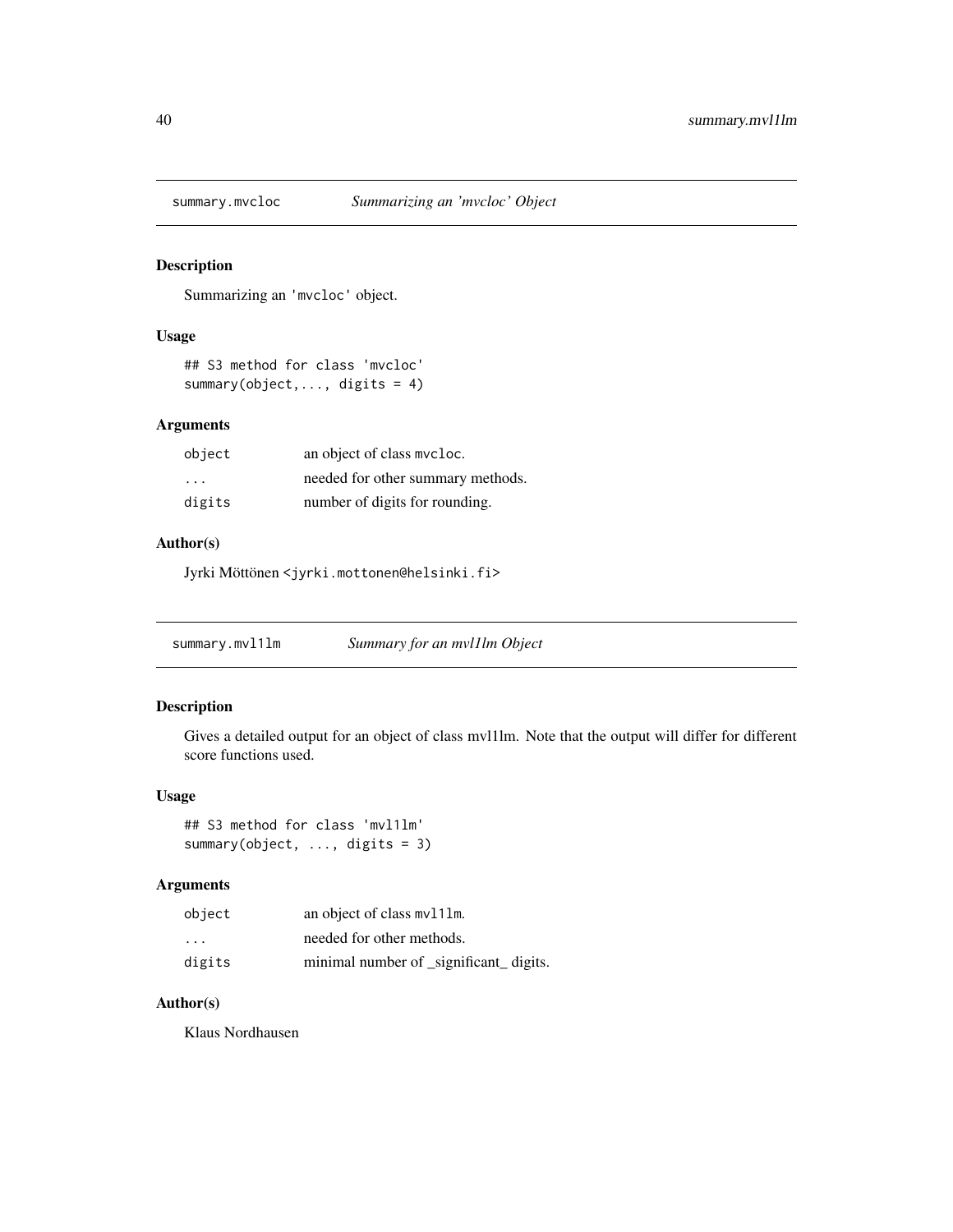## summary.mvcloc — *Summarizing an 'mvcloc' Object*

### Description

Summarizing an 'mvcloc' object.

### Usage

```
## S3 method for class 'mvcloc'
summary(object,..., digits = 4)
```

### Arguments

| | |
|---|---|
| `object` | an object of class `mvcloc`. |
| `...` | needed for other summary methods. |
| `digits` | number of digits for rounding. |

### Author(s)

Jyrki Möttönen <jyrki.mottonen@helsinki.fi>

## summary.mvl1lm — *Summary for an mvl1lm Object*

### Description

Gives a detailed output for an object of class mvl1lm. Note that the output will differ for different score functions used.

### Usage

```
## S3 method for class 'mvl1lm'
summary(object, ..., digits = 3)
```

### Arguments

| | |
|---|---|
| `object` | an object of class `mvl1lm`. |
| `...` | needed for other methods. |
| `digits` | minimal number of _significant_ digits. |

### Author(s)

Klaus Nordhausen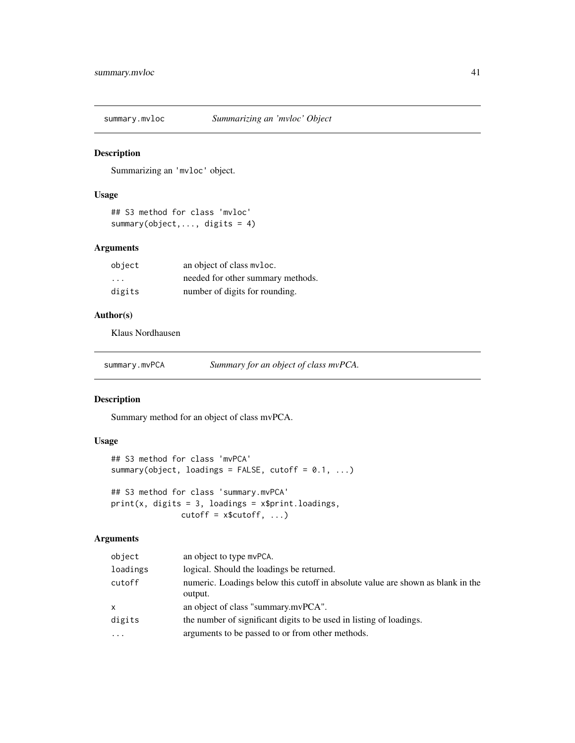## summary.mvloc *Summarizing an 'mvloc' Object*

### Description

Summarizing an 'mvloc' object.

### Usage

```
## S3 method for class 'mvloc'
summary(object,..., digits = 4)
```

### Arguments

| | |
|---|---|
| object | an object of class mvloc. |
| ... | needed for other summary methods. |
| digits | number of digits for rounding. |

### Author(s)

Klaus Nordhausen

## summary.mvPCA *Summary for an object of class mvPCA.*

### Description

Summary method for an object of class mvPCA.

### Usage

```
## S3 method for class 'mvPCA'
summary(object, loadings = FALSE, cutoff = 0.1, ...)

## S3 method for class 'summary.mvPCA'
print(x, digits = 3, loadings = x$print.loadings,
              cutoff = x$cutoff, ...)
```

### Arguments

| | |
|---|---|
| object | an object to type mvPCA. |
| loadings | logical. Should the loadings be returned. |
| cutoff | numeric. Loadings below this cutoff in absolute value are shown as blank in the output. |
| x | an object of class "summary.mvPCA". |
| digits | the number of significant digits to be used in listing of loadings. |
| ... | arguments to be passed to or from other methods. |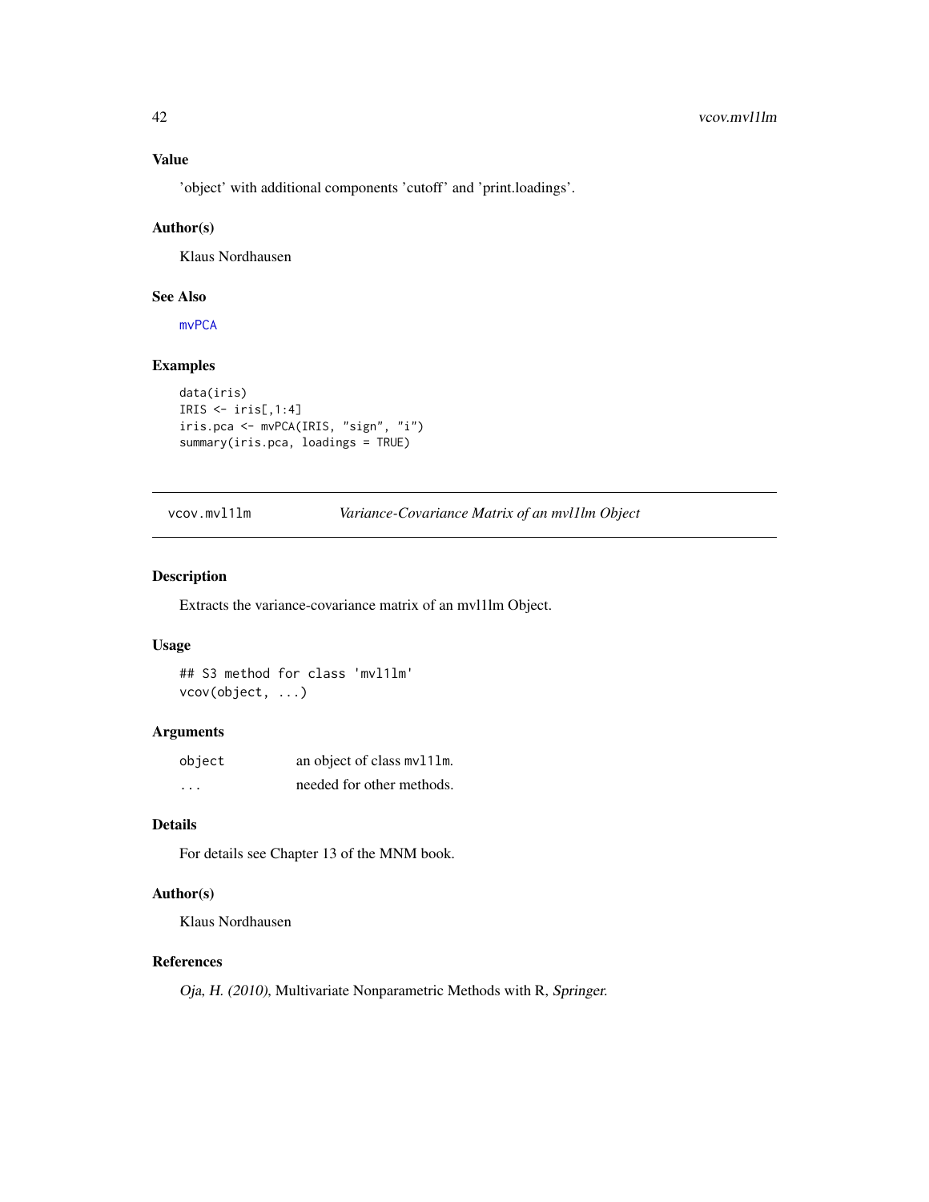### Value

'object' with additional components 'cutoff' and 'print.loadings'.

### Author(s)

Klaus Nordhausen

### See Also

mvPCA

### Examples

```
data(iris)
IRIS <- iris[,1:4]
iris.pca <- mvPCA(IRIS, "sign", "i")
summary(iris.pca, loadings = TRUE)
```

---

## vcov.mvl1lm — *Variance-Covariance Matrix of an mvl1lm Object*

### Description

Extracts the variance-covariance matrix of an mvl1lm Object.

### Usage

```
## S3 method for class 'mvl1lm'
vcov(object, ...)
```

### Arguments

| | |
|---|---|
| object | an object of class mvl1lm. |
| ... | needed for other methods. |

### Details

For details see Chapter 13 of the MNM book.

### Author(s)

Klaus Nordhausen

### References

*Oja, H. (2010)*, Multivariate Nonparametric Methods with R, *Springer*.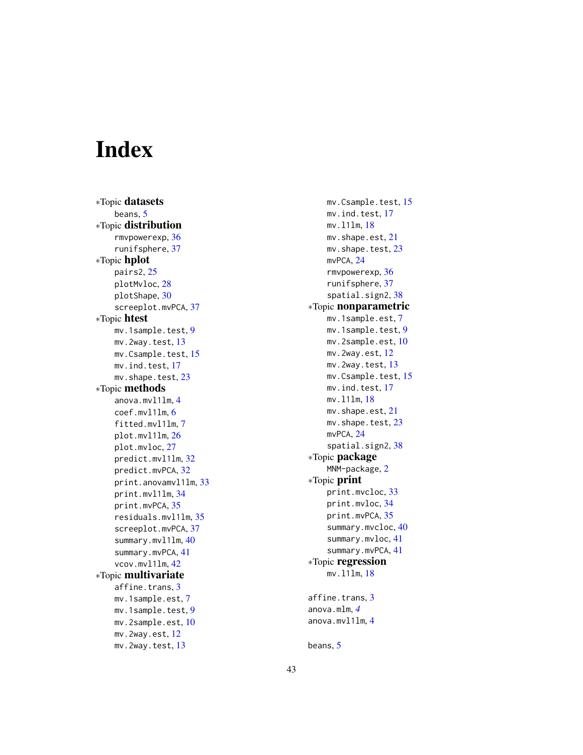# Index

*Topic **datasets**
- beans, 5

*Topic **distribution**
- rmvpowerexp, 36
- runifsphere, 37

*Topic **hplot**
- pairs2, 25
- plotMvloc, 28
- plotShape, 30
- screeplot.mvPCA, 37

*Topic **htest**
- mv.1sample.test, 9
- mv.2way.test, 13
- mv.Csample.test, 15
- mv.ind.test, 17
- mv.shape.test, 23

*Topic **methods**
- anova.mvl1lm, 4
- coef.mvl1lm, 6
- fitted.mvl1lm, 7
- plot.mvl1lm, 26
- plot.mvloc, 27
- predict.mvl1lm, 32
- predict.mvPCA, 32
- print.anovamvl1lm, 33
- print.mvl1lm, 34
- print.mvPCA, 35
- residuals.mvl1lm, 35
- screeplot.mvPCA, 37
- summary.mvl1lm, 40
- summary.mvPCA, 41
- vcov.mvl1lm, 42

*Topic **multivariate**
- affine.trans, 3
- mv.1sample.est, 7
- mv.1sample.test, 9
- mv.2sample.est, 10
- mv.2way.est, 12
- mv.2way.test, 13
- mv.Csample.test, 15
- mv.ind.test, 17
- mv.l1lm, 18
- mv.shape.est, 21
- mv.shape.test, 23
- mvPCA, 24
- rmvpowerexp, 36
- runifsphere, 37
- spatial.sign2, 38

*Topic **nonparametric**
- mv.1sample.est, 7
- mv.1sample.test, 9
- mv.2sample.est, 10
- mv.2way.est, 12
- mv.2way.test, 13
- mv.Csample.test, 15
- mv.ind.test, 17
- mv.l1lm, 18
- mv.shape.est, 21
- mv.shape.test, 23
- mvPCA, 24
- spatial.sign2, 38

*Topic **package**
- MNM-package, 2

*Topic **print**
- print.mvcloc, 33
- print.mvloc, 34
- print.mvPCA, 35
- summary.mvcloc, 40
- summary.mvloc, 41
- summary.mvPCA, 41

*Topic **regression**
- mv.l1lm, 18

affine.trans, 3
anova.mlm, *4*
anova.mvl1lm, 4

beans, 5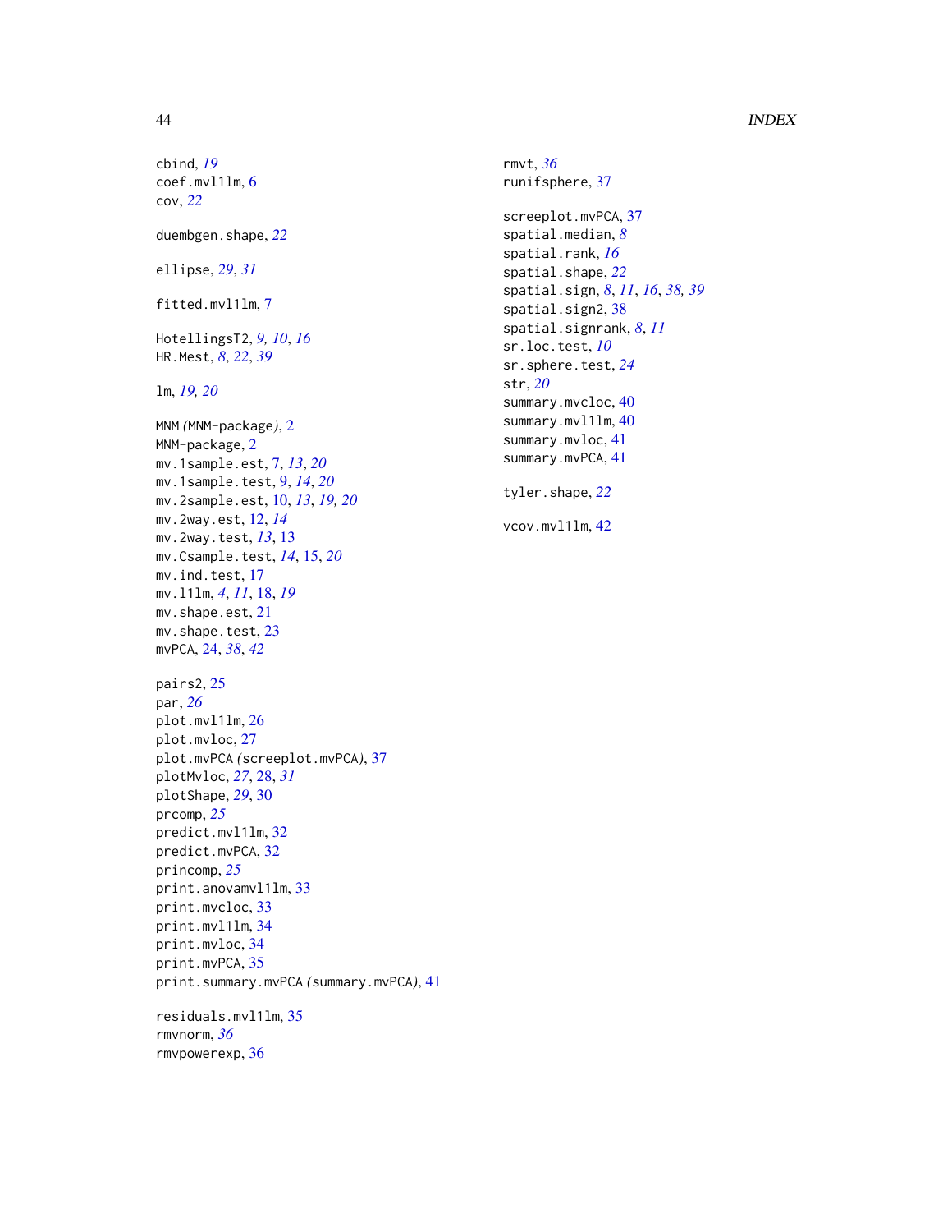cbind, *19*
coef.mvl1lm, 6
cov, *22*

duembgen.shape, *22*

ellipse, *29*, *31*

fitted.mvl1lm, 7

HotellingsT2, *9, 10*, *16*
HR.Mest, *8*, *22*, *39*

lm, *19, 20*

MNM (MNM-package), 2
MNM-package, 2
mv.1sample.est, 7, *13*, *20*
mv.1sample.test, 9, *14*, *20*
mv.2sample.est, 10, *13*, *19, 20*
mv.2way.est, 12, *14*
mv.2way.test, *13*, 13
mv.Csample.test, *14*, 15, *20*
mv.ind.test, 17
mv.l1lm, *4*, *11*, 18, *19*
mv.shape.est, 21
mv.shape.test, 23
mvPCA, 24, *38*, *42*

pairs2, 25
par, *26*
plot.mvl1lm, 26
plot.mvloc, 27
plot.mvPCA (screeplot.mvPCA), 37
plotMvloc, *27*, 28, *31*
plotShape, *29*, 30
prcomp, *25*
predict.mvl1lm, 32
predict.mvPCA, 32
princomp, *25*
print.anovamvl1lm, 33
print.mvcloc, 33
print.mvl1lm, 34
print.mvloc, 34
print.mvPCA, 35
print.summary.mvPCA (summary.mvPCA), 41

residuals.mvl1lm, 35
rmvnorm, *36*
rmvpowerexp, 36
rmvt, *36*
runifsphere, 37

screeplot.mvPCA, 37
spatial.median, *8*
spatial.rank, *16*
spatial.shape, *22*
spatial.sign, *8*, *11*, *16*, *38, 39*
spatial.sign2, 38
spatial.signrank, *8*, *11*
sr.loc.test, *10*
sr.sphere.test, *24*
str, *20*
summary.mvcloc, 40
summary.mvl1lm, 40
summary.mvloc, 41
summary.mvPCA, 41

tyler.shape, *22*

vcov.mvl1lm, 42